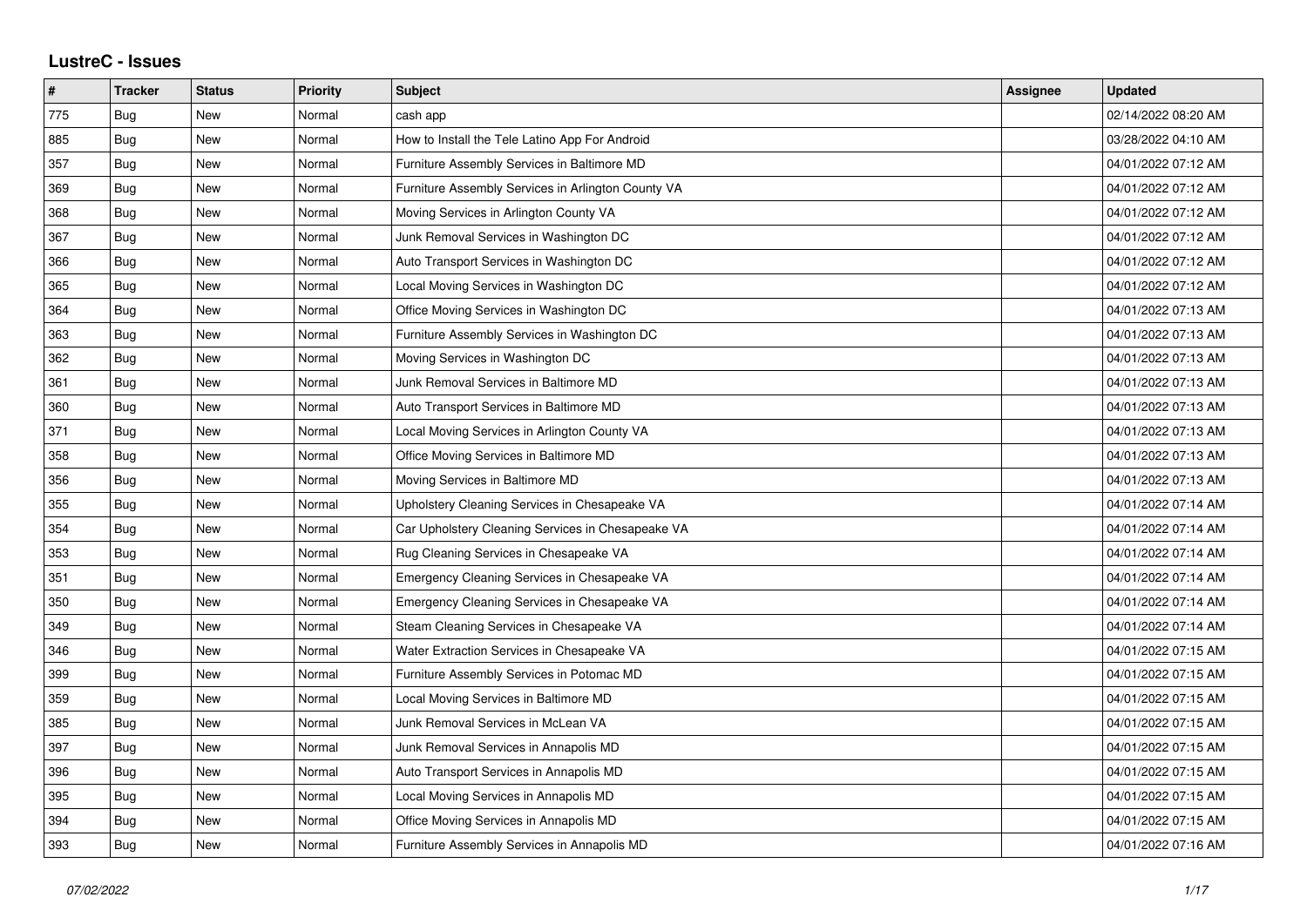## LustreC - Issues

| # | Tracker | Status | Priority | Subject | Assignee | Updated |
|---|---|---|---|---|---|---|
| 775 | Bug | New | Normal | cash app | | 02/14/2022 08:20 AM |
| 885 | Bug | New | Normal | How to Install the Tele Latino App For Android | | 03/28/2022 04:10 AM |
| 357 | Bug | New | Normal | Furniture Assembly Services in Baltimore MD | | 04/01/2022 07:12 AM |
| 369 | Bug | New | Normal | Furniture Assembly Services in Arlington County VA | | 04/01/2022 07:12 AM |
| 368 | Bug | New | Normal | Moving Services in Arlington County VA | | 04/01/2022 07:12 AM |
| 367 | Bug | New | Normal | Junk Removal Services in Washington DC | | 04/01/2022 07:12 AM |
| 366 | Bug | New | Normal | Auto Transport Services in Washington DC | | 04/01/2022 07:12 AM |
| 365 | Bug | New | Normal | Local Moving Services in Washington DC | | 04/01/2022 07:12 AM |
| 364 | Bug | New | Normal | Office Moving Services in Washington DC | | 04/01/2022 07:13 AM |
| 363 | Bug | New | Normal | Furniture Assembly Services in Washington DC | | 04/01/2022 07:13 AM |
| 362 | Bug | New | Normal | Moving Services in Washington DC | | 04/01/2022 07:13 AM |
| 361 | Bug | New | Normal | Junk Removal Services in Baltimore MD | | 04/01/2022 07:13 AM |
| 360 | Bug | New | Normal | Auto Transport Services in Baltimore MD | | 04/01/2022 07:13 AM |
| 371 | Bug | New | Normal | Local Moving Services in Arlington County VA | | 04/01/2022 07:13 AM |
| 358 | Bug | New | Normal | Office Moving Services in Baltimore MD | | 04/01/2022 07:13 AM |
| 356 | Bug | New | Normal | Moving Services in Baltimore MD | | 04/01/2022 07:13 AM |
| 355 | Bug | New | Normal | Upholstery Cleaning Services in Chesapeake VA | | 04/01/2022 07:14 AM |
| 354 | Bug | New | Normal | Car Upholstery Cleaning Services in Chesapeake VA | | 04/01/2022 07:14 AM |
| 353 | Bug | New | Normal | Rug Cleaning Services in Chesapeake VA | | 04/01/2022 07:14 AM |
| 351 | Bug | New | Normal | Emergency Cleaning Services in Chesapeake VA | | 04/01/2022 07:14 AM |
| 350 | Bug | New | Normal | Emergency Cleaning Services in Chesapeake VA | | 04/01/2022 07:14 AM |
| 349 | Bug | New | Normal | Steam Cleaning Services in Chesapeake VA | | 04/01/2022 07:14 AM |
| 346 | Bug | New | Normal | Water Extraction Services in Chesapeake VA | | 04/01/2022 07:15 AM |
| 399 | Bug | New | Normal | Furniture Assembly Services in Potomac MD | | 04/01/2022 07:15 AM |
| 359 | Bug | New | Normal | Local Moving Services in Baltimore MD | | 04/01/2022 07:15 AM |
| 385 | Bug | New | Normal | Junk Removal Services in McLean VA | | 04/01/2022 07:15 AM |
| 397 | Bug | New | Normal | Junk Removal Services in Annapolis MD | | 04/01/2022 07:15 AM |
| 396 | Bug | New | Normal | Auto Transport Services in Annapolis MD | | 04/01/2022 07:15 AM |
| 395 | Bug | New | Normal | Local Moving Services in Annapolis MD | | 04/01/2022 07:15 AM |
| 394 | Bug | New | Normal | Office Moving Services in Annapolis MD | | 04/01/2022 07:15 AM |
| 393 | Bug | New | Normal | Furniture Assembly Services in Annapolis MD | | 04/01/2022 07:16 AM |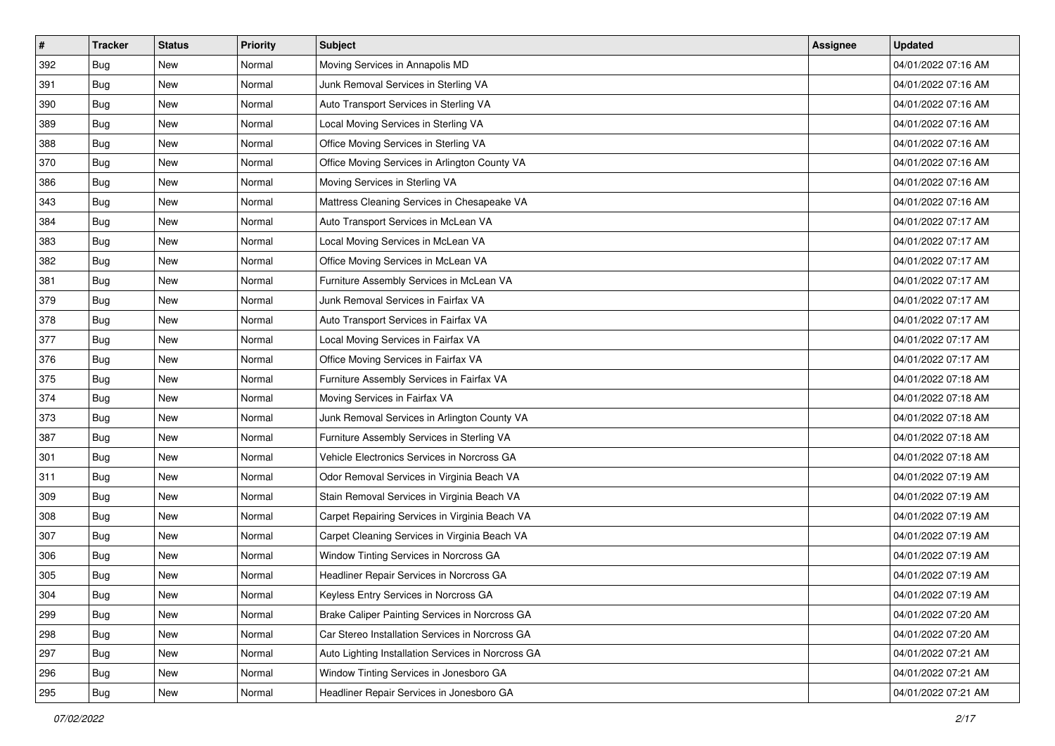| # | Tracker | Status | Priority | Subject | Assignee | Updated |
|---|---|---|---|---|---|---|
| 392 | Bug | New | Normal | Moving Services in Annapolis MD | | 04/01/2022 07:16 AM |
| 391 | Bug | New | Normal | Junk Removal Services in Sterling VA | | 04/01/2022 07:16 AM |
| 390 | Bug | New | Normal | Auto Transport Services in Sterling VA | | 04/01/2022 07:16 AM |
| 389 | Bug | New | Normal | Local Moving Services in Sterling VA | | 04/01/2022 07:16 AM |
| 388 | Bug | New | Normal | Office Moving Services in Sterling VA | | 04/01/2022 07:16 AM |
| 370 | Bug | New | Normal | Office Moving Services in Arlington County VA | | 04/01/2022 07:16 AM |
| 386 | Bug | New | Normal | Moving Services in Sterling VA | | 04/01/2022 07:16 AM |
| 343 | Bug | New | Normal | Mattress Cleaning Services in Chesapeake VA | | 04/01/2022 07:16 AM |
| 384 | Bug | New | Normal | Auto Transport Services in McLean VA | | 04/01/2022 07:17 AM |
| 383 | Bug | New | Normal | Local Moving Services in McLean VA | | 04/01/2022 07:17 AM |
| 382 | Bug | New | Normal | Office Moving Services in McLean VA | | 04/01/2022 07:17 AM |
| 381 | Bug | New | Normal | Furniture Assembly Services in McLean VA | | 04/01/2022 07:17 AM |
| 379 | Bug | New | Normal | Junk Removal Services in Fairfax VA | | 04/01/2022 07:17 AM |
| 378 | Bug | New | Normal | Auto Transport Services in Fairfax VA | | 04/01/2022 07:17 AM |
| 377 | Bug | New | Normal | Local Moving Services in Fairfax VA | | 04/01/2022 07:17 AM |
| 376 | Bug | New | Normal | Office Moving Services in Fairfax VA | | 04/01/2022 07:17 AM |
| 375 | Bug | New | Normal | Furniture Assembly Services in Fairfax VA | | 04/01/2022 07:18 AM |
| 374 | Bug | New | Normal | Moving Services in Fairfax VA | | 04/01/2022 07:18 AM |
| 373 | Bug | New | Normal | Junk Removal Services in Arlington County VA | | 04/01/2022 07:18 AM |
| 387 | Bug | New | Normal | Furniture Assembly Services in Sterling VA | | 04/01/2022 07:18 AM |
| 301 | Bug | New | Normal | Vehicle Electronics Services in Norcross GA | | 04/01/2022 07:18 AM |
| 311 | Bug | New | Normal | Odor Removal Services in Virginia Beach VA | | 04/01/2022 07:19 AM |
| 309 | Bug | New | Normal | Stain Removal Services in Virginia Beach VA | | 04/01/2022 07:19 AM |
| 308 | Bug | New | Normal | Carpet Repairing Services in Virginia Beach VA | | 04/01/2022 07:19 AM |
| 307 | Bug | New | Normal | Carpet Cleaning Services in Virginia Beach VA | | 04/01/2022 07:19 AM |
| 306 | Bug | New | Normal | Window Tinting Services in Norcross GA | | 04/01/2022 07:19 AM |
| 305 | Bug | New | Normal | Headliner Repair Services in Norcross GA | | 04/01/2022 07:19 AM |
| 304 | Bug | New | Normal | Keyless Entry Services in Norcross GA | | 04/01/2022 07:19 AM |
| 299 | Bug | New | Normal | Brake Caliper Painting Services in Norcross GA | | 04/01/2022 07:20 AM |
| 298 | Bug | New | Normal | Car Stereo Installation Services in Norcross GA | | 04/01/2022 07:20 AM |
| 297 | Bug | New | Normal | Auto Lighting Installation Services in Norcross GA | | 04/01/2022 07:21 AM |
| 296 | Bug | New | Normal | Window Tinting Services in Jonesboro GA | | 04/01/2022 07:21 AM |
| 295 | Bug | New | Normal | Headliner Repair Services in Jonesboro GA | | 04/01/2022 07:21 AM |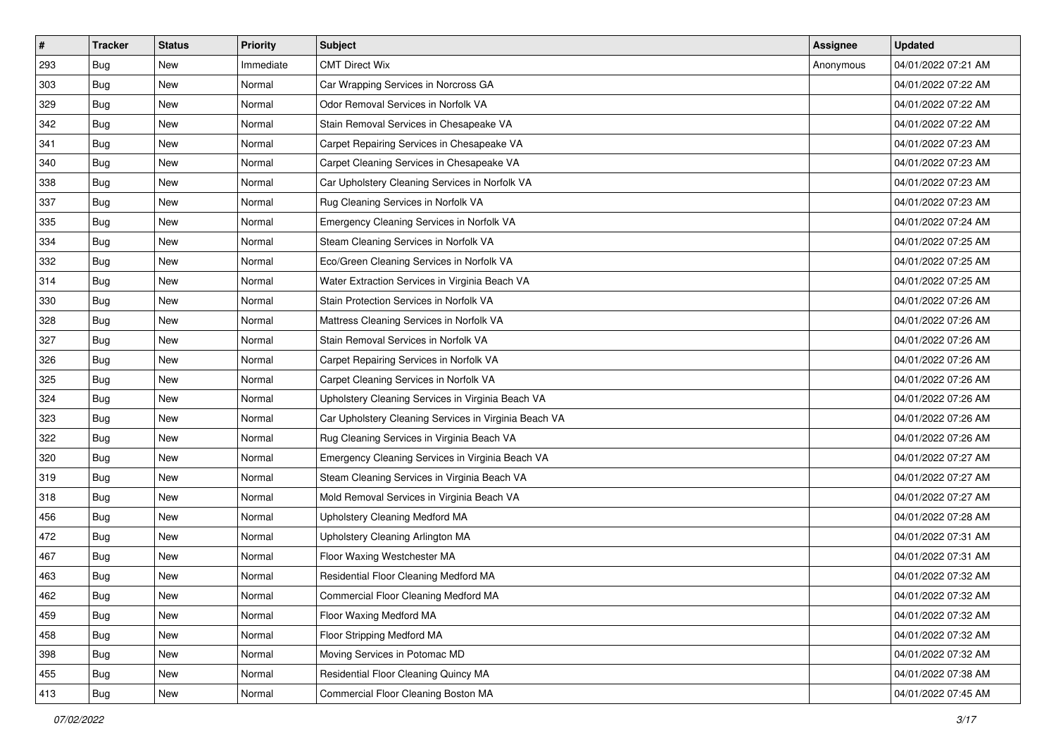| # | Tracker | Status | Priority | Subject | Assignee | Updated |
|---|---|---|---|---|---|---|
| 293 | Bug | New | Immediate | CMT Direct Wix | Anonymous | 04/01/2022 07:21 AM |
| 303 | Bug | New | Normal | Car Wrapping Services in Norcross GA | | 04/01/2022 07:22 AM |
| 329 | Bug | New | Normal | Odor Removal Services in Norfolk VA | | 04/01/2022 07:22 AM |
| 342 | Bug | New | Normal | Stain Removal Services in Chesapeake VA | | 04/01/2022 07:22 AM |
| 341 | Bug | New | Normal | Carpet Repairing Services in Chesapeake VA | | 04/01/2022 07:23 AM |
| 340 | Bug | New | Normal | Carpet Cleaning Services in Chesapeake VA | | 04/01/2022 07:23 AM |
| 338 | Bug | New | Normal | Car Upholstery Cleaning Services in Norfolk VA | | 04/01/2022 07:23 AM |
| 337 | Bug | New | Normal | Rug Cleaning Services in Norfolk VA | | 04/01/2022 07:23 AM |
| 335 | Bug | New | Normal | Emergency Cleaning Services in Norfolk VA | | 04/01/2022 07:24 AM |
| 334 | Bug | New | Normal | Steam Cleaning Services in Norfolk VA | | 04/01/2022 07:25 AM |
| 332 | Bug | New | Normal | Eco/Green Cleaning Services in Norfolk VA | | 04/01/2022 07:25 AM |
| 314 | Bug | New | Normal | Water Extraction Services in Virginia Beach VA | | 04/01/2022 07:25 AM |
| 330 | Bug | New | Normal | Stain Protection Services in Norfolk VA | | 04/01/2022 07:26 AM |
| 328 | Bug | New | Normal | Mattress Cleaning Services in Norfolk VA | | 04/01/2022 07:26 AM |
| 327 | Bug | New | Normal | Stain Removal Services in Norfolk VA | | 04/01/2022 07:26 AM |
| 326 | Bug | New | Normal | Carpet Repairing Services in Norfolk VA | | 04/01/2022 07:26 AM |
| 325 | Bug | New | Normal | Carpet Cleaning Services in Norfolk VA | | 04/01/2022 07:26 AM |
| 324 | Bug | New | Normal | Upholstery Cleaning Services in Virginia Beach VA | | 04/01/2022 07:26 AM |
| 323 | Bug | New | Normal | Car Upholstery Cleaning Services in Virginia Beach VA | | 04/01/2022 07:26 AM |
| 322 | Bug | New | Normal | Rug Cleaning Services in Virginia Beach VA | | 04/01/2022 07:26 AM |
| 320 | Bug | New | Normal | Emergency Cleaning Services in Virginia Beach VA | | 04/01/2022 07:27 AM |
| 319 | Bug | New | Normal | Steam Cleaning Services in Virginia Beach VA | | 04/01/2022 07:27 AM |
| 318 | Bug | New | Normal | Mold Removal Services in Virginia Beach VA | | 04/01/2022 07:27 AM |
| 456 | Bug | New | Normal | Upholstery Cleaning Medford MA | | 04/01/2022 07:28 AM |
| 472 | Bug | New | Normal | Upholstery Cleaning Arlington MA | | 04/01/2022 07:31 AM |
| 467 | Bug | New | Normal | Floor Waxing Westchester MA | | 04/01/2022 07:31 AM |
| 463 | Bug | New | Normal | Residential Floor Cleaning Medford MA | | 04/01/2022 07:32 AM |
| 462 | Bug | New | Normal | Commercial Floor Cleaning Medford MA | | 04/01/2022 07:32 AM |
| 459 | Bug | New | Normal | Floor Waxing Medford MA | | 04/01/2022 07:32 AM |
| 458 | Bug | New | Normal | Floor Stripping Medford MA | | 04/01/2022 07:32 AM |
| 398 | Bug | New | Normal | Moving Services in Potomac MD | | 04/01/2022 07:32 AM |
| 455 | Bug | New | Normal | Residential Floor Cleaning Quincy MA | | 04/01/2022 07:38 AM |
| 413 | Bug | New | Normal | Commercial Floor Cleaning Boston MA | | 04/01/2022 07:45 AM |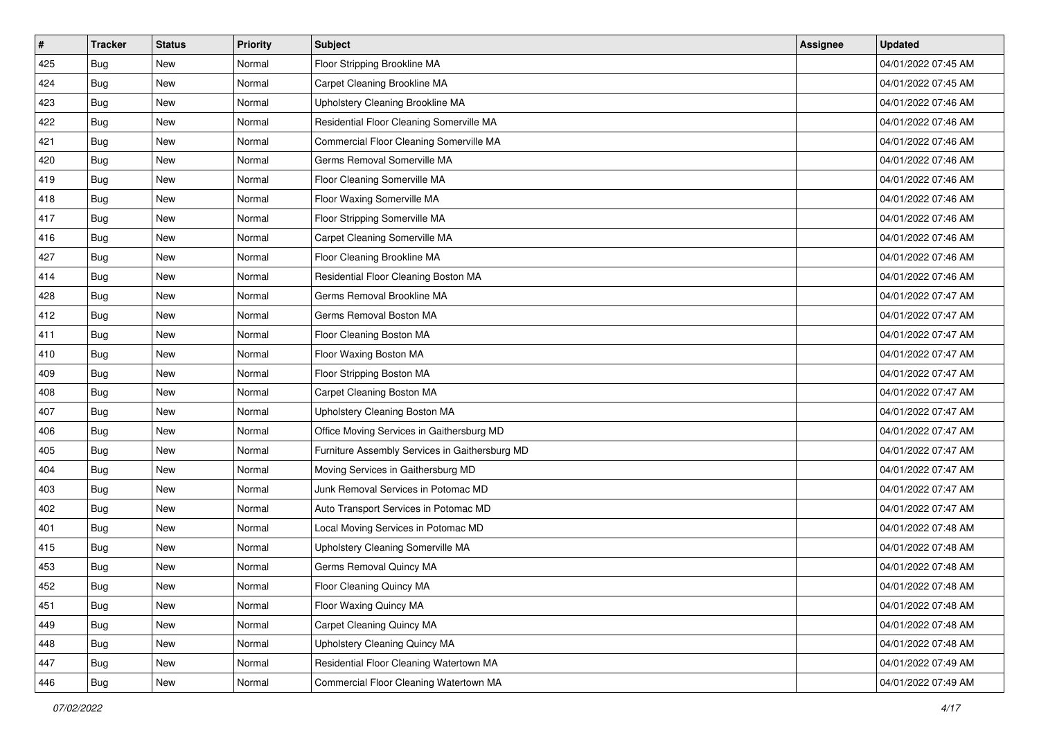| # | Tracker | Status | Priority | Subject | Assignee | Updated |
|---|---|---|---|---|---|---|
| 425 | Bug | New | Normal | Floor Stripping Brookline MA | | 04/01/2022 07:45 AM |
| 424 | Bug | New | Normal | Carpet Cleaning Brookline MA | | 04/01/2022 07:45 AM |
| 423 | Bug | New | Normal | Upholstery Cleaning Brookline MA | | 04/01/2022 07:46 AM |
| 422 | Bug | New | Normal | Residential Floor Cleaning Somerville MA | | 04/01/2022 07:46 AM |
| 421 | Bug | New | Normal | Commercial Floor Cleaning Somerville MA | | 04/01/2022 07:46 AM |
| 420 | Bug | New | Normal | Germs Removal Somerville MA | | 04/01/2022 07:46 AM |
| 419 | Bug | New | Normal | Floor Cleaning Somerville MA | | 04/01/2022 07:46 AM |
| 418 | Bug | New | Normal | Floor Waxing Somerville MA | | 04/01/2022 07:46 AM |
| 417 | Bug | New | Normal | Floor Stripping Somerville MA | | 04/01/2022 07:46 AM |
| 416 | Bug | New | Normal | Carpet Cleaning Somerville MA | | 04/01/2022 07:46 AM |
| 427 | Bug | New | Normal | Floor Cleaning Brookline MA | | 04/01/2022 07:46 AM |
| 414 | Bug | New | Normal | Residential Floor Cleaning Boston MA | | 04/01/2022 07:46 AM |
| 428 | Bug | New | Normal | Germs Removal Brookline MA | | 04/01/2022 07:47 AM |
| 412 | Bug | New | Normal | Germs Removal Boston MA | | 04/01/2022 07:47 AM |
| 411 | Bug | New | Normal | Floor Cleaning Boston MA | | 04/01/2022 07:47 AM |
| 410 | Bug | New | Normal | Floor Waxing Boston MA | | 04/01/2022 07:47 AM |
| 409 | Bug | New | Normal | Floor Stripping Boston MA | | 04/01/2022 07:47 AM |
| 408 | Bug | New | Normal | Carpet Cleaning Boston MA | | 04/01/2022 07:47 AM |
| 407 | Bug | New | Normal | Upholstery Cleaning Boston MA | | 04/01/2022 07:47 AM |
| 406 | Bug | New | Normal | Office Moving Services in Gaithersburg MD | | 04/01/2022 07:47 AM |
| 405 | Bug | New | Normal | Furniture Assembly Services in Gaithersburg MD | | 04/01/2022 07:47 AM |
| 404 | Bug | New | Normal | Moving Services in Gaithersburg MD | | 04/01/2022 07:47 AM |
| 403 | Bug | New | Normal | Junk Removal Services in Potomac MD | | 04/01/2022 07:47 AM |
| 402 | Bug | New | Normal | Auto Transport Services in Potomac MD | | 04/01/2022 07:47 AM |
| 401 | Bug | New | Normal | Local Moving Services in Potomac MD | | 04/01/2022 07:48 AM |
| 415 | Bug | New | Normal | Upholstery Cleaning Somerville MA | | 04/01/2022 07:48 AM |
| 453 | Bug | New | Normal | Germs Removal Quincy MA | | 04/01/2022 07:48 AM |
| 452 | Bug | New | Normal | Floor Cleaning Quincy MA | | 04/01/2022 07:48 AM |
| 451 | Bug | New | Normal | Floor Waxing Quincy MA | | 04/01/2022 07:48 AM |
| 449 | Bug | New | Normal | Carpet Cleaning Quincy MA | | 04/01/2022 07:48 AM |
| 448 | Bug | New | Normal | Upholstery Cleaning Quincy MA | | 04/01/2022 07:48 AM |
| 447 | Bug | New | Normal | Residential Floor Cleaning Watertown MA | | 04/01/2022 07:49 AM |
| 446 | Bug | New | Normal | Commercial Floor Cleaning Watertown MA | | 04/01/2022 07:49 AM |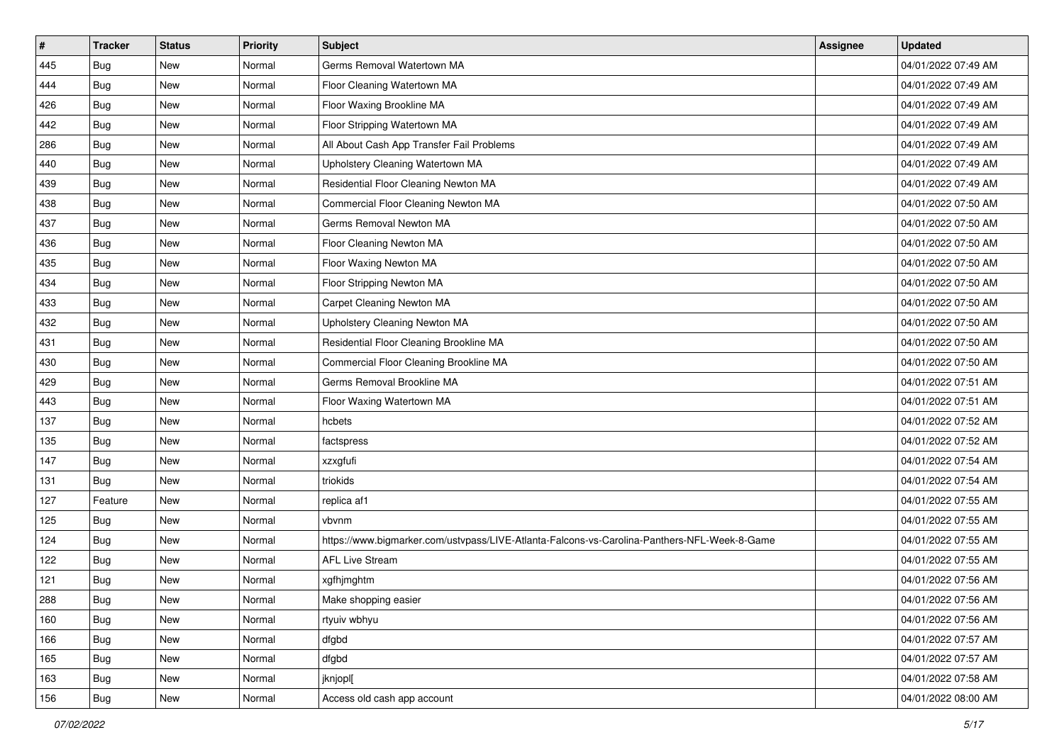| # | Tracker | Status | Priority | Subject | Assignee | Updated |
|---|---|---|---|---|---|---|
| 445 | Bug | New | Normal | Germs Removal Watertown MA | | 04/01/2022 07:49 AM |
| 444 | Bug | New | Normal | Floor Cleaning Watertown MA | | 04/01/2022 07:49 AM |
| 426 | Bug | New | Normal | Floor Waxing Brookline MA | | 04/01/2022 07:49 AM |
| 442 | Bug | New | Normal | Floor Stripping Watertown MA | | 04/01/2022 07:49 AM |
| 286 | Bug | New | Normal | All About Cash App Transfer Fail Problems | | 04/01/2022 07:49 AM |
| 440 | Bug | New | Normal | Upholstery Cleaning Watertown MA | | 04/01/2022 07:49 AM |
| 439 | Bug | New | Normal | Residential Floor Cleaning Newton MA | | 04/01/2022 07:49 AM |
| 438 | Bug | New | Normal | Commercial Floor Cleaning Newton MA | | 04/01/2022 07:50 AM |
| 437 | Bug | New | Normal | Germs Removal Newton MA | | 04/01/2022 07:50 AM |
| 436 | Bug | New | Normal | Floor Cleaning Newton MA | | 04/01/2022 07:50 AM |
| 435 | Bug | New | Normal | Floor Waxing Newton MA | | 04/01/2022 07:50 AM |
| 434 | Bug | New | Normal | Floor Stripping Newton MA | | 04/01/2022 07:50 AM |
| 433 | Bug | New | Normal | Carpet Cleaning Newton MA | | 04/01/2022 07:50 AM |
| 432 | Bug | New | Normal | Upholstery Cleaning Newton MA | | 04/01/2022 07:50 AM |
| 431 | Bug | New | Normal | Residential Floor Cleaning Brookline MA | | 04/01/2022 07:50 AM |
| 430 | Bug | New | Normal | Commercial Floor Cleaning Brookline MA | | 04/01/2022 07:50 AM |
| 429 | Bug | New | Normal | Germs Removal Brookline MA | | 04/01/2022 07:51 AM |
| 443 | Bug | New | Normal | Floor Waxing Watertown MA | | 04/01/2022 07:51 AM |
| 137 | Bug | New | Normal | hcbets | | 04/01/2022 07:52 AM |
| 135 | Bug | New | Normal | factspress | | 04/01/2022 07:52 AM |
| 147 | Bug | New | Normal | xzxgfufi | | 04/01/2022 07:54 AM |
| 131 | Bug | New | Normal | triokids | | 04/01/2022 07:54 AM |
| 127 | Feature | New | Normal | replica af1 | | 04/01/2022 07:55 AM |
| 125 | Bug | New | Normal | vbvnm | | 04/01/2022 07:55 AM |
| 124 | Bug | New | Normal | https://www.bigmarker.com/ustvpass/LIVE-Atlanta-Falcons-vs-Carolina-Panthers-NFL-Week-8-Game | | 04/01/2022 07:55 AM |
| 122 | Bug | New | Normal | AFL Live Stream | | 04/01/2022 07:55 AM |
| 121 | Bug | New | Normal | xgfhjmghtm | | 04/01/2022 07:56 AM |
| 288 | Bug | New | Normal | Make shopping easier | | 04/01/2022 07:56 AM |
| 160 | Bug | New | Normal | rtyuiv wbhyu | | 04/01/2022 07:56 AM |
| 166 | Bug | New | Normal | dfgbd | | 04/01/2022 07:57 AM |
| 165 | Bug | New | Normal | dfgbd | | 04/01/2022 07:57 AM |
| 163 | Bug | New | Normal | jknjopl[ | | 04/01/2022 07:58 AM |
| 156 | Bug | New | Normal | Access old cash app account | | 04/01/2022 08:00 AM |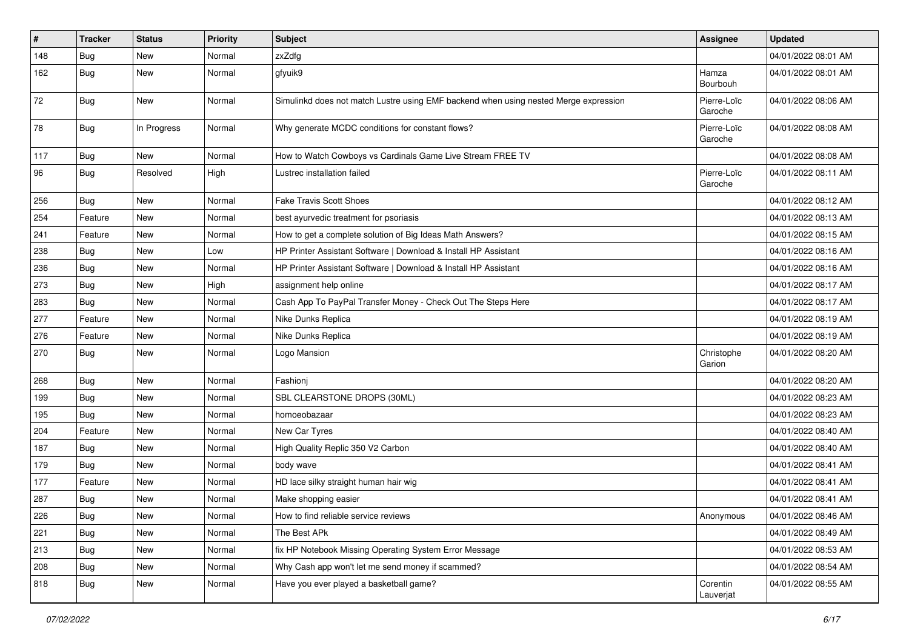| # | Tracker | Status | Priority | Subject | Assignee | Updated |
| --- | --- | --- | --- | --- | --- | --- |
| 148 | Bug | New | Normal | zxZdfg | | 04/01/2022 08:01 AM |
| 162 | Bug | New | Normal | gfyuik9 | Hamza Bourbouh | 04/01/2022 08:01 AM |
| 72 | Bug | New | Normal | Simulinkd does not match Lustre using EMF backend when using nested Merge expression | Pierre-Loïc Garoche | 04/01/2022 08:06 AM |
| 78 | Bug | In Progress | Normal | Why generate MCDC conditions for constant flows? | Pierre-Loïc Garoche | 04/01/2022 08:08 AM |
| 117 | Bug | New | Normal | How to Watch Cowboys vs Cardinals Game Live Stream FREE TV | | 04/01/2022 08:08 AM |
| 96 | Bug | Resolved | High | Lustrec installation failed | Pierre-Loïc Garoche | 04/01/2022 08:11 AM |
| 256 | Bug | New | Normal | Fake Travis Scott Shoes | | 04/01/2022 08:12 AM |
| 254 | Feature | New | Normal | best ayurvedic treatment for psoriasis | | 04/01/2022 08:13 AM |
| 241 | Feature | New | Normal | How to get a complete solution of Big Ideas Math Answers? | | 04/01/2022 08:15 AM |
| 238 | Bug | New | Low | HP Printer Assistant Software \| Download & Install HP Assistant | | 04/01/2022 08:16 AM |
| 236 | Bug | New | Normal | HP Printer Assistant Software \| Download & Install HP Assistant | | 04/01/2022 08:16 AM |
| 273 | Bug | New | High | assignment help online | | 04/01/2022 08:17 AM |
| 283 | Bug | New | Normal | Cash App To PayPal Transfer Money - Check Out The Steps Here | | 04/01/2022 08:17 AM |
| 277 | Feature | New | Normal | Nike Dunks Replica | | 04/01/2022 08:19 AM |
| 276 | Feature | New | Normal | Nike Dunks Replica | | 04/01/2022 08:19 AM |
| 270 | Bug | New | Normal | Logo Mansion | Christophe Garion | 04/01/2022 08:20 AM |
| 268 | Bug | New | Normal | Fashionj | | 04/01/2022 08:20 AM |
| 199 | Bug | New | Normal | SBL CLEARSTONE DROPS (30ML) | | 04/01/2022 08:23 AM |
| 195 | Bug | New | Normal | homoeobazaar | | 04/01/2022 08:23 AM |
| 204 | Feature | New | Normal | New Car Tyres | | 04/01/2022 08:40 AM |
| 187 | Bug | New | Normal | High Quality Replic 350 V2 Carbon | | 04/01/2022 08:40 AM |
| 179 | Bug | New | Normal | body wave | | 04/01/2022 08:41 AM |
| 177 | Feature | New | Normal | HD lace silky straight human hair wig | | 04/01/2022 08:41 AM |
| 287 | Bug | New | Normal | Make shopping easier | | 04/01/2022 08:41 AM |
| 226 | Bug | New | Normal | How to find reliable service reviews | Anonymous | 04/01/2022 08:46 AM |
| 221 | Bug | New | Normal | The Best APk | | 04/01/2022 08:49 AM |
| 213 | Bug | New | Normal | fix HP Notebook Missing Operating System Error Message | | 04/01/2022 08:53 AM |
| 208 | Bug | New | Normal | Why Cash app won't let me send money if scammed? | | 04/01/2022 08:54 AM |
| 818 | Bug | New | Normal | Have you ever played a basketball game? | Corentin Lauverjat | 04/01/2022 08:55 AM |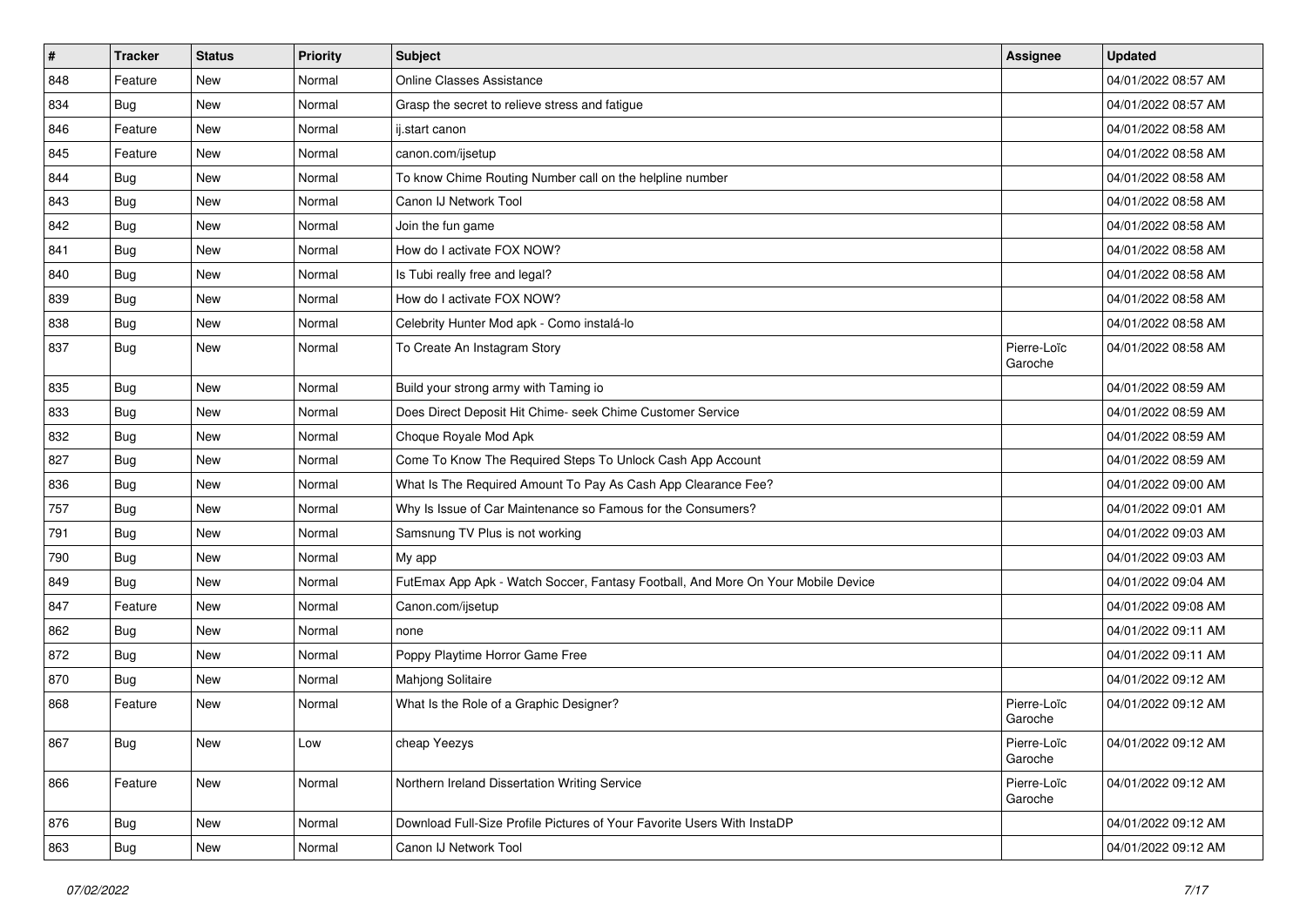| # | Tracker | Status | Priority | Subject | Assignee | Updated |
|---|---|---|---|---|---|---|
| 848 | Feature | New | Normal | Online Classes Assistance | | 04/01/2022 08:57 AM |
| 834 | Bug | New | Normal | Grasp the secret to relieve stress and fatigue | | 04/01/2022 08:57 AM |
| 846 | Feature | New | Normal | ij.start canon | | 04/01/2022 08:58 AM |
| 845 | Feature | New | Normal | canon.com/ijsetup | | 04/01/2022 08:58 AM |
| 844 | Bug | New | Normal | To know Chime Routing Number call on the helpline number | | 04/01/2022 08:58 AM |
| 843 | Bug | New | Normal | Canon IJ Network Tool | | 04/01/2022 08:58 AM |
| 842 | Bug | New | Normal | Join the fun game | | 04/01/2022 08:58 AM |
| 841 | Bug | New | Normal | How do I activate FOX NOW? | | 04/01/2022 08:58 AM |
| 840 | Bug | New | Normal | Is Tubi really free and legal? | | 04/01/2022 08:58 AM |
| 839 | Bug | New | Normal | How do I activate FOX NOW? | | 04/01/2022 08:58 AM |
| 838 | Bug | New | Normal | Celebrity Hunter Mod apk - Como instalá-lo | | 04/01/2022 08:58 AM |
| 837 | Bug | New | Normal | To Create An Instagram Story | Pierre-Loïc Garoche | 04/01/2022 08:58 AM |
| 835 | Bug | New | Normal | Build your strong army with Taming io | | 04/01/2022 08:59 AM |
| 833 | Bug | New | Normal | Does Direct Deposit Hit Chime- seek Chime Customer Service | | 04/01/2022 08:59 AM |
| 832 | Bug | New | Normal | Choque Royale Mod Apk | | 04/01/2022 08:59 AM |
| 827 | Bug | New | Normal | Come To Know The Required Steps To Unlock Cash App Account | | 04/01/2022 08:59 AM |
| 836 | Bug | New | Normal | What Is The Required Amount To Pay As Cash App Clearance Fee? | | 04/01/2022 09:00 AM |
| 757 | Bug | New | Normal | Why Is Issue of Car Maintenance so Famous for the Consumers? | | 04/01/2022 09:01 AM |
| 791 | Bug | New | Normal | Samsnung TV Plus is not working | | 04/01/2022 09:03 AM |
| 790 | Bug | New | Normal | My app | | 04/01/2022 09:03 AM |
| 849 | Bug | New | Normal | FutEmax App Apk - Watch Soccer, Fantasy Football, And More On Your Mobile Device | | 04/01/2022 09:04 AM |
| 847 | Feature | New | Normal | Canon.com/ijsetup | | 04/01/2022 09:08 AM |
| 862 | Bug | New | Normal | none | | 04/01/2022 09:11 AM |
| 872 | Bug | New | Normal | Poppy Playtime Horror Game Free | | 04/01/2022 09:11 AM |
| 870 | Bug | New | Normal | Mahjong Solitaire | | 04/01/2022 09:12 AM |
| 868 | Feature | New | Normal | What Is the Role of a Graphic Designer? | Pierre-Loïc Garoche | 04/01/2022 09:12 AM |
| 867 | Bug | New | Low | cheap Yeezys | Pierre-Loïc Garoche | 04/01/2022 09:12 AM |
| 866 | Feature | New | Normal | Northern Ireland Dissertation Writing Service | Pierre-Loïc Garoche | 04/01/2022 09:12 AM |
| 876 | Bug | New | Normal | Download Full-Size Profile Pictures of Your Favorite Users With InstaDP | | 04/01/2022 09:12 AM |
| 863 | Bug | New | Normal | Canon IJ Network Tool | | 04/01/2022 09:12 AM |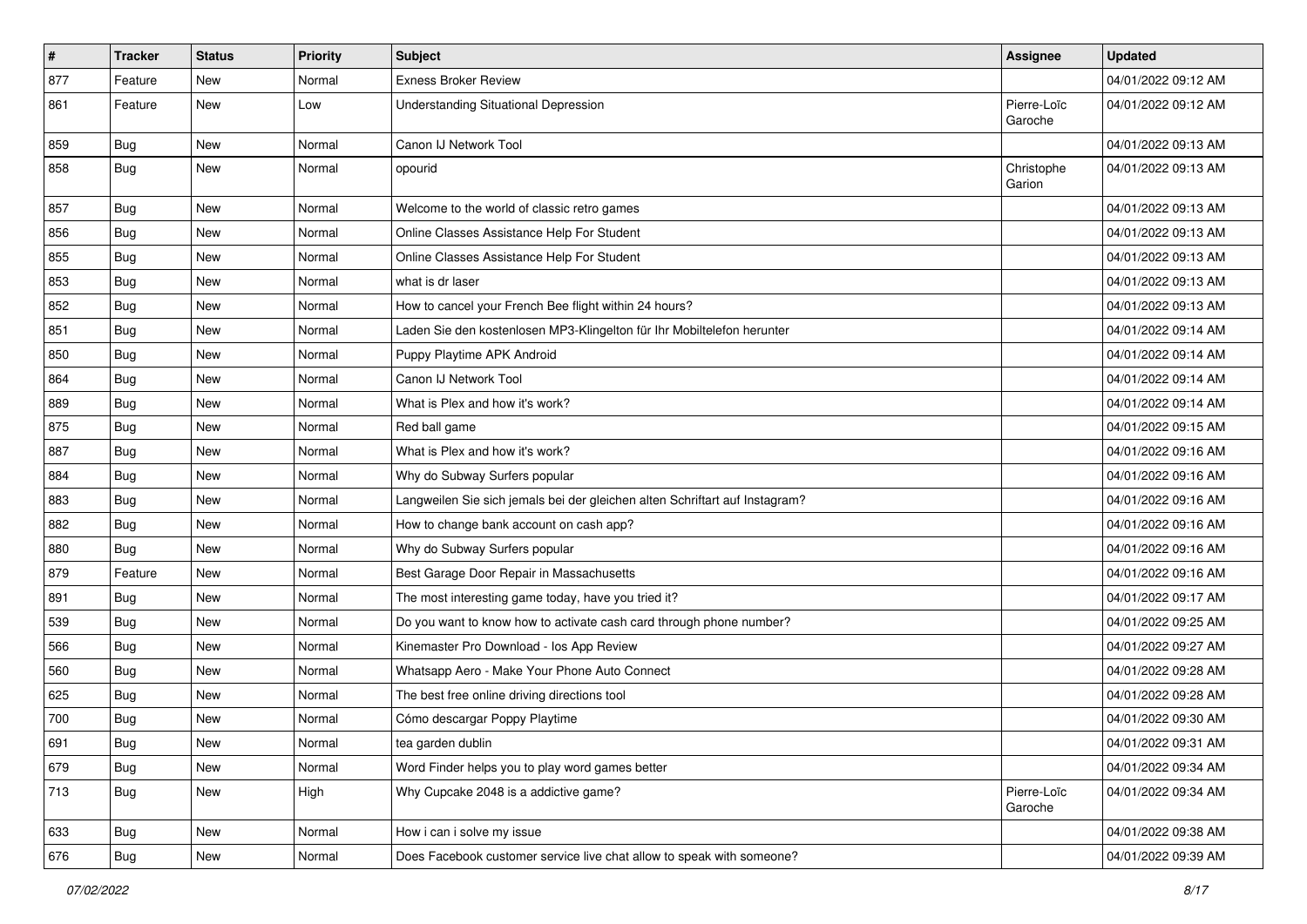| # | Tracker | Status | Priority | Subject | Assignee | Updated |
|---|---|---|---|---|---|---|
| 877 | Feature | New | Normal | Exness Broker Review | | 04/01/2022 09:12 AM |
| 861 | Feature | New | Low | Understanding Situational Depression | Pierre-Loïc Garoche | 04/01/2022 09:12 AM |
| 859 | Bug | New | Normal | Canon IJ Network Tool | | 04/01/2022 09:13 AM |
| 858 | Bug | New | Normal | opourid | Christophe Garion | 04/01/2022 09:13 AM |
| 857 | Bug | New | Normal | Welcome to the world of classic retro games | | 04/01/2022 09:13 AM |
| 856 | Bug | New | Normal | Online Classes Assistance Help For Student | | 04/01/2022 09:13 AM |
| 855 | Bug | New | Normal | Online Classes Assistance Help For Student | | 04/01/2022 09:13 AM |
| 853 | Bug | New | Normal | what is dr laser | | 04/01/2022 09:13 AM |
| 852 | Bug | New | Normal | How to cancel your French Bee flight within 24 hours? | | 04/01/2022 09:13 AM |
| 851 | Bug | New | Normal | Laden Sie den kostenlosen MP3-Klingelton für Ihr Mobiltelefon herunter | | 04/01/2022 09:14 AM |
| 850 | Bug | New | Normal | Puppy Playtime APK Android | | 04/01/2022 09:14 AM |
| 864 | Bug | New | Normal | Canon IJ Network Tool | | 04/01/2022 09:14 AM |
| 889 | Bug | New | Normal | What is Plex and how it's work? | | 04/01/2022 09:14 AM |
| 875 | Bug | New | Normal | Red ball game | | 04/01/2022 09:15 AM |
| 887 | Bug | New | Normal | What is Plex and how it's work? | | 04/01/2022 09:16 AM |
| 884 | Bug | New | Normal | Why do Subway Surfers popular | | 04/01/2022 09:16 AM |
| 883 | Bug | New | Normal | Langweilen Sie sich jemals bei der gleichen alten Schriftart auf Instagram? | | 04/01/2022 09:16 AM |
| 882 | Bug | New | Normal | How to change bank account on cash app? | | 04/01/2022 09:16 AM |
| 880 | Bug | New | Normal | Why do Subway Surfers popular | | 04/01/2022 09:16 AM |
| 879 | Feature | New | Normal | Best Garage Door Repair in Massachusetts | | 04/01/2022 09:16 AM |
| 891 | Bug | New | Normal | The most interesting game today, have you tried it? | | 04/01/2022 09:17 AM |
| 539 | Bug | New | Normal | Do you want to know how to activate cash card through phone number? | | 04/01/2022 09:25 AM |
| 566 | Bug | New | Normal | Kinemaster Pro Download - Ios App Review | | 04/01/2022 09:27 AM |
| 560 | Bug | New | Normal | Whatsapp Aero - Make Your Phone Auto Connect | | 04/01/2022 09:28 AM |
| 625 | Bug | New | Normal | The best free online driving directions tool | | 04/01/2022 09:28 AM |
| 700 | Bug | New | Normal | Cómo descargar Poppy Playtime | | 04/01/2022 09:30 AM |
| 691 | Bug | New | Normal | tea garden dublin | | 04/01/2022 09:31 AM |
| 679 | Bug | New | Normal | Word Finder helps you to play word games better | | 04/01/2022 09:34 AM |
| 713 | Bug | New | High | Why Cupcake 2048 is a addictive game? | Pierre-Loïc Garoche | 04/01/2022 09:34 AM |
| 633 | Bug | New | Normal | How i can i solve my issue | | 04/01/2022 09:38 AM |
| 676 | Bug | New | Normal | Does Facebook customer service live chat allow to speak with someone? | | 04/01/2022 09:39 AM |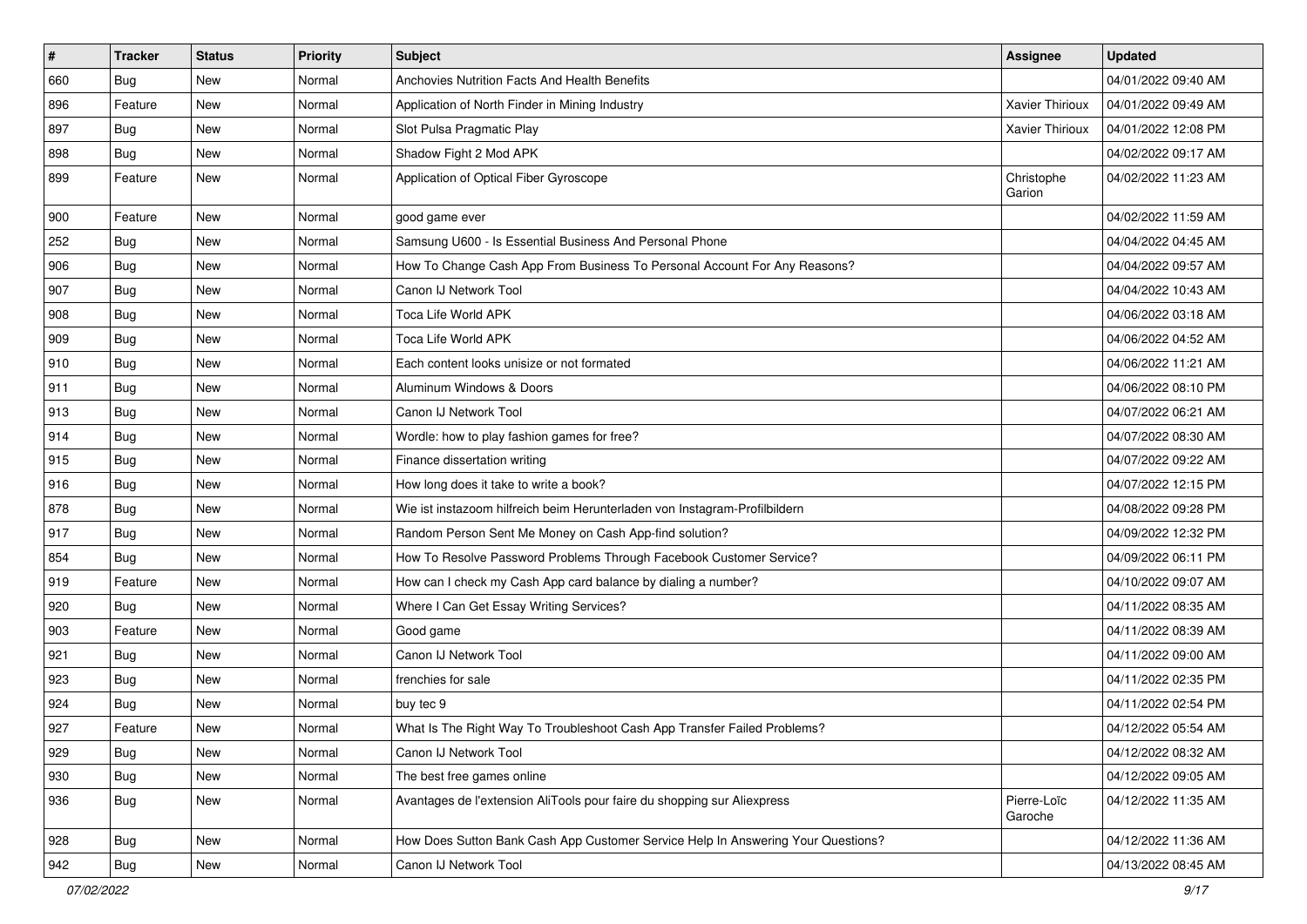| # | Tracker | Status | Priority | Subject | Assignee | Updated |
| --- | --- | --- | --- | --- | --- | --- |
| 660 | Bug | New | Normal | Anchovies Nutrition Facts And Health Benefits | | 04/01/2022 09:40 AM |
| 896 | Feature | New | Normal | Application of North Finder in Mining Industry | Xavier Thirioux | 04/01/2022 09:49 AM |
| 897 | Bug | New | Normal | Slot Pulsa Pragmatic Play | Xavier Thirioux | 04/01/2022 12:08 PM |
| 898 | Bug | New | Normal | Shadow Fight 2 Mod APK | | 04/02/2022 09:17 AM |
| 899 | Feature | New | Normal | Application of Optical Fiber Gyroscope | Christophe Garion | 04/02/2022 11:23 AM |
| 900 | Feature | New | Normal | good game ever | | 04/02/2022 11:59 AM |
| 252 | Bug | New | Normal | Samsung U600 - Is Essential Business And Personal Phone | | 04/04/2022 04:45 AM |
| 906 | Bug | New | Normal | How To Change Cash App From Business To Personal Account For Any Reasons? | | 04/04/2022 09:57 AM |
| 907 | Bug | New | Normal | Canon IJ Network Tool | | 04/04/2022 10:43 AM |
| 908 | Bug | New | Normal | Toca Life World APK | | 04/06/2022 03:18 AM |
| 909 | Bug | New | Normal | Toca Life World APK | | 04/06/2022 04:52 AM |
| 910 | Bug | New | Normal | Each content looks unisize or not formated | | 04/06/2022 11:21 AM |
| 911 | Bug | New | Normal | Aluminum Windows & Doors | | 04/06/2022 08:10 PM |
| 913 | Bug | New | Normal | Canon IJ Network Tool | | 04/07/2022 06:21 AM |
| 914 | Bug | New | Normal | Wordle: how to play fashion games for free? | | 04/07/2022 08:30 AM |
| 915 | Bug | New | Normal | Finance dissertation writing | | 04/07/2022 09:22 AM |
| 916 | Bug | New | Normal | How long does it take to write a book? | | 04/07/2022 12:15 PM |
| 878 | Bug | New | Normal | Wie ist instazoom hilfreich beim Herunterladen von Instagram-Profilbildern | | 04/08/2022 09:28 PM |
| 917 | Bug | New | Normal | Random Person Sent Me Money on Cash App-find solution? | | 04/09/2022 12:32 PM |
| 854 | Bug | New | Normal | How To Resolve Password Problems Through Facebook Customer Service? | | 04/09/2022 06:11 PM |
| 919 | Feature | New | Normal | How can I check my Cash App card balance by dialing a number? | | 04/10/2022 09:07 AM |
| 920 | Bug | New | Normal | Where I Can Get Essay Writing Services? | | 04/11/2022 08:35 AM |
| 903 | Feature | New | Normal | Good game | | 04/11/2022 08:39 AM |
| 921 | Bug | New | Normal | Canon IJ Network Tool | | 04/11/2022 09:00 AM |
| 923 | Bug | New | Normal | frenchies for sale | | 04/11/2022 02:35 PM |
| 924 | Bug | New | Normal | buy tec 9 | | 04/11/2022 02:54 PM |
| 927 | Feature | New | Normal | What Is The Right Way To Troubleshoot Cash App Transfer Failed Problems? | | 04/12/2022 05:54 AM |
| 929 | Bug | New | Normal | Canon IJ Network Tool | | 04/12/2022 08:32 AM |
| 930 | Bug | New | Normal | The best free games online | | 04/12/2022 09:05 AM |
| 936 | Bug | New | Normal | Avantages de l'extension AliTools pour faire du shopping sur Aliexpress | Pierre-Loïc Garoche | 04/12/2022 11:35 AM |
| 928 | Bug | New | Normal | How Does Sutton Bank Cash App Customer Service Help In Answering Your Questions? | | 04/12/2022 11:36 AM |
| 942 | Bug | New | Normal | Canon IJ Network Tool | | 04/13/2022 08:45 AM |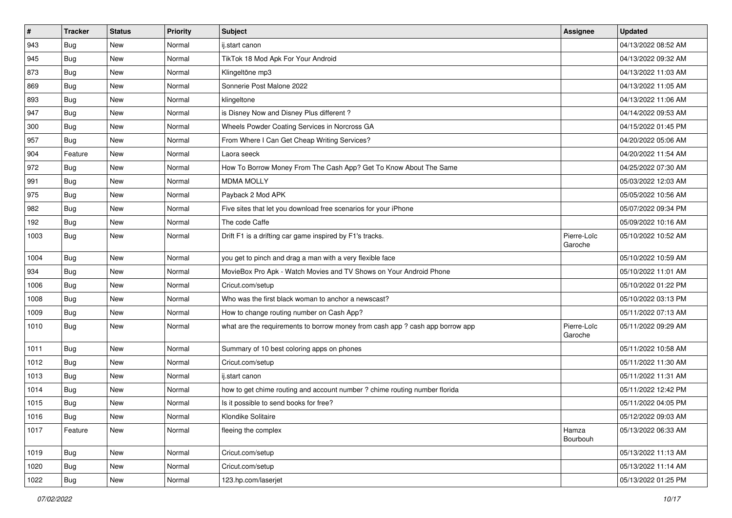| # | Tracker | Status | Priority | Subject | Assignee | Updated |
|---|---|---|---|---|---|---|
| 943 | Bug | New | Normal | ij.start canon | | 04/13/2022 08:52 AM |
| 945 | Bug | New | Normal | TikTok 18 Mod Apk For Your Android | | 04/13/2022 09:32 AM |
| 873 | Bug | New | Normal | Klingeltöne mp3 | | 04/13/2022 11:03 AM |
| 869 | Bug | New | Normal | Sonnerie Post Malone 2022 | | 04/13/2022 11:05 AM |
| 893 | Bug | New | Normal | klingeltone | | 04/13/2022 11:06 AM |
| 947 | Bug | New | Normal | is Disney Now and Disney Plus different ? | | 04/14/2022 09:53 AM |
| 300 | Bug | New | Normal | Wheels Powder Coating Services in Norcross GA | | 04/15/2022 01:45 PM |
| 957 | Bug | New | Normal | From Where I Can Get Cheap Writing Services? | | 04/20/2022 05:06 AM |
| 904 | Feature | New | Normal | Laora seeck | | 04/20/2022 11:54 AM |
| 972 | Bug | New | Normal | How To Borrow Money From The Cash App? Get To Know About The Same | | 04/25/2022 07:30 AM |
| 991 | Bug | New | Normal | MDMA MOLLY | | 05/03/2022 12:03 AM |
| 975 | Bug | New | Normal | Payback 2 Mod APK | | 05/05/2022 10:56 AM |
| 982 | Bug | New | Normal | Five sites that let you download free scenarios for your iPhone | | 05/07/2022 09:34 PM |
| 192 | Bug | New | Normal | The code Caffe | | 05/09/2022 10:16 AM |
| 1003 | Bug | New | Normal | Drift F1 is a drifting car game inspired by F1's tracks. | Pierre-Loïc Garoche | 05/10/2022 10:52 AM |
| 1004 | Bug | New | Normal | you get to pinch and drag a man with a very flexible face | | 05/10/2022 10:59 AM |
| 934 | Bug | New | Normal | MovieBox Pro Apk - Watch Movies and TV Shows on Your Android Phone | | 05/10/2022 11:01 AM |
| 1006 | Bug | New | Normal | Cricut.com/setup | | 05/10/2022 01:22 PM |
| 1008 | Bug | New | Normal | Who was the first black woman to anchor a newscast? | | 05/10/2022 03:13 PM |
| 1009 | Bug | New | Normal | How to change routing number on Cash App? | | 05/11/2022 07:13 AM |
| 1010 | Bug | New | Normal | what are the requirements to borrow money from cash app ? cash app borrow app | Pierre-Loïc Garoche | 05/11/2022 09:29 AM |
| 1011 | Bug | New | Normal | Summary of 10 best coloring apps on phones | | 05/11/2022 10:58 AM |
| 1012 | Bug | New | Normal | Cricut.com/setup | | 05/11/2022 11:30 AM |
| 1013 | Bug | New | Normal | ij.start canon | | 05/11/2022 11:31 AM |
| 1014 | Bug | New | Normal | how to get chime routing and account number ? chime routing number florida | | 05/11/2022 12:42 PM |
| 1015 | Bug | New | Normal | Is it possible to send books for free? | | 05/11/2022 04:05 PM |
| 1016 | Bug | New | Normal | Klondike Solitaire | | 05/12/2022 09:03 AM |
| 1017 | Feature | New | Normal | fleeing the complex | Hamza Bourbouh | 05/13/2022 06:33 AM |
| 1019 | Bug | New | Normal | Cricut.com/setup | | 05/13/2022 11:13 AM |
| 1020 | Bug | New | Normal | Cricut.com/setup | | 05/13/2022 11:14 AM |
| 1022 | Bug | New | Normal | 123.hp.com/laserjet | | 05/13/2022 01:25 PM |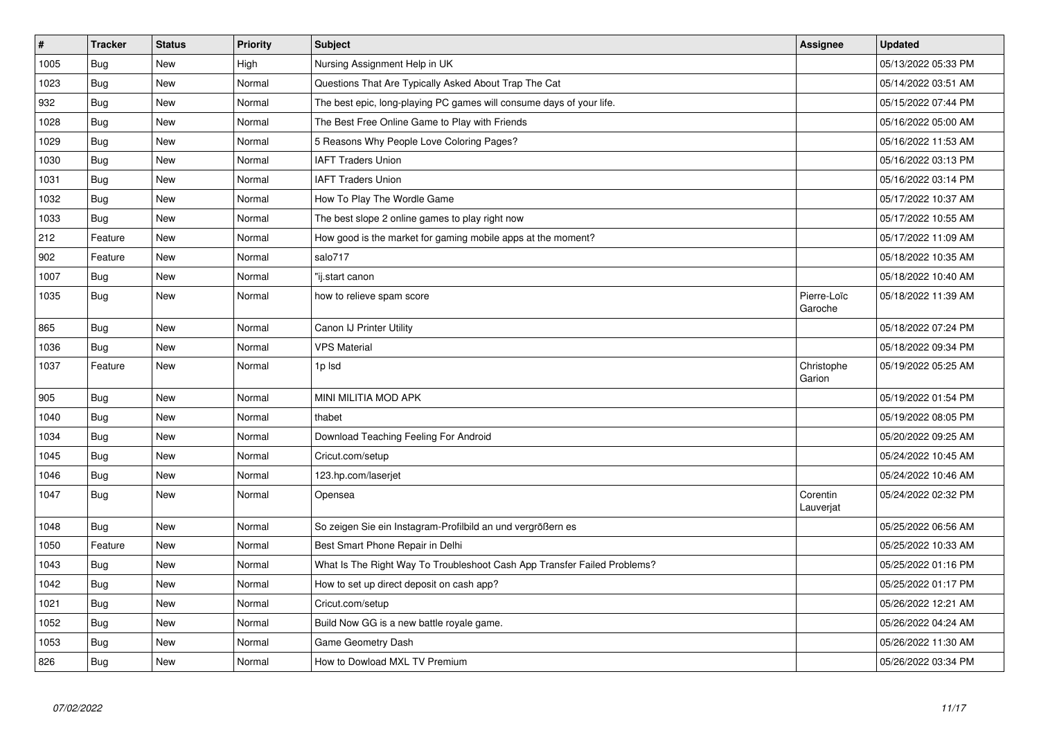| # | Tracker | Status | Priority | Subject | Assignee | Updated |
|---|---|---|---|---|---|---|
| 1005 | Bug | New | High | Nursing Assignment Help in UK | | 05/13/2022 05:33 PM |
| 1023 | Bug | New | Normal | Questions That Are Typically Asked About Trap The Cat | | 05/14/2022 03:51 AM |
| 932 | Bug | New | Normal | The best epic, long-playing PC games will consume days of your life. | | 05/15/2022 07:44 PM |
| 1028 | Bug | New | Normal | The Best Free Online Game to Play with Friends | | 05/16/2022 05:00 AM |
| 1029 | Bug | New | Normal | 5 Reasons Why People Love Coloring Pages? | | 05/16/2022 11:53 AM |
| 1030 | Bug | New | Normal | IAFT Traders Union | | 05/16/2022 03:13 PM |
| 1031 | Bug | New | Normal | IAFT Traders Union | | 05/16/2022 03:14 PM |
| 1032 | Bug | New | Normal | How To Play The Wordle Game | | 05/17/2022 10:37 AM |
| 1033 | Bug | New | Normal | The best slope 2 online games to play right now | | 05/17/2022 10:55 AM |
| 212 | Feature | New | Normal | How good is the market for gaming mobile apps at the moment? | | 05/17/2022 11:09 AM |
| 902 | Feature | New | Normal | salo717 | | 05/18/2022 10:35 AM |
| 1007 | Bug | New | Normal | "ij.start canon | | 05/18/2022 10:40 AM |
| 1035 | Bug | New | Normal | how to relieve spam score | Pierre-Loïc Garoche | 05/18/2022 11:39 AM |
| 865 | Bug | New | Normal | Canon IJ Printer Utility | | 05/18/2022 07:24 PM |
| 1036 | Bug | New | Normal | VPS Material | | 05/18/2022 09:34 PM |
| 1037 | Feature | New | Normal | 1p lsd | Christophe Garion | 05/19/2022 05:25 AM |
| 905 | Bug | New | Normal | MINI MILITIA MOD APK | | 05/19/2022 01:54 PM |
| 1040 | Bug | New | Normal | thabet | | 05/19/2022 08:05 PM |
| 1034 | Bug | New | Normal | Download Teaching Feeling For Android | | 05/20/2022 09:25 AM |
| 1045 | Bug | New | Normal | Cricut.com/setup | | 05/24/2022 10:45 AM |
| 1046 | Bug | New | Normal | 123.hp.com/laserjet | | 05/24/2022 10:46 AM |
| 1047 | Bug | New | Normal | Opensea | Corentin Lauverjat | 05/24/2022 02:32 PM |
| 1048 | Bug | New | Normal | So zeigen Sie ein Instagram-Profilbild an und vergrößern es | | 05/25/2022 06:56 AM |
| 1050 | Feature | New | Normal | Best Smart Phone Repair in Delhi | | 05/25/2022 10:33 AM |
| 1043 | Bug | New | Normal | What Is The Right Way To Troubleshoot Cash App Transfer Failed Problems? | | 05/25/2022 01:16 PM |
| 1042 | Bug | New | Normal | How to set up direct deposit on cash app? | | 05/25/2022 01:17 PM |
| 1021 | Bug | New | Normal | Cricut.com/setup | | 05/26/2022 12:21 AM |
| 1052 | Bug | New | Normal | Build Now GG is a new battle royale game. | | 05/26/2022 04:24 AM |
| 1053 | Bug | New | Normal | Game Geometry Dash | | 05/26/2022 11:30 AM |
| 826 | Bug | New | Normal | How to Dowload MXL TV Premium | | 05/26/2022 03:34 PM |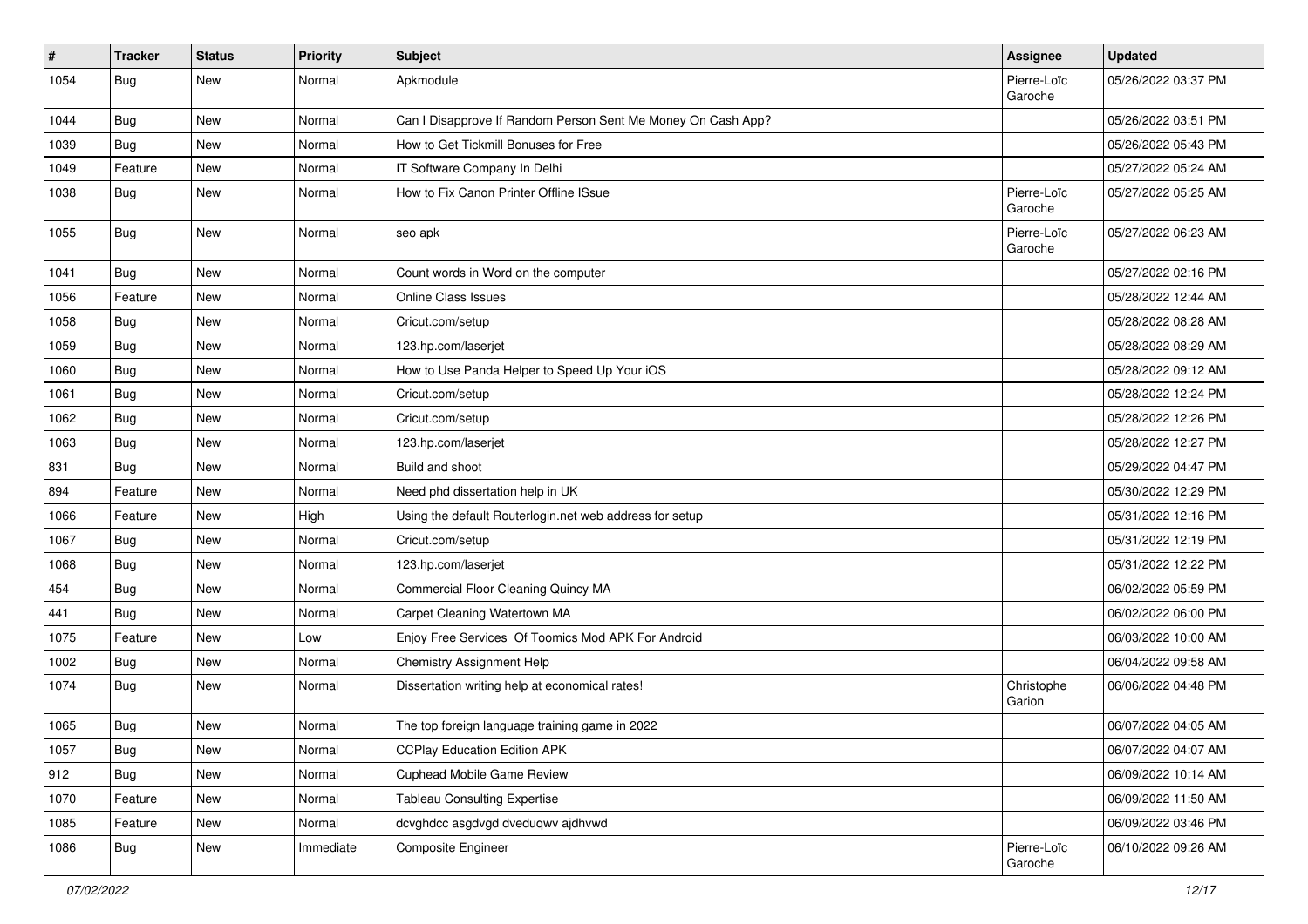| # | Tracker | Status | Priority | Subject | Assignee | Updated |
| --- | --- | --- | --- | --- | --- | --- |
| 1054 | Bug | New | Normal | Apkmodule | Pierre-Loïc Garoche | 05/26/2022 03:37 PM |
| 1044 | Bug | New | Normal | Can I Disapprove If Random Person Sent Me Money On Cash App? | | 05/26/2022 03:51 PM |
| 1039 | Bug | New | Normal | How to Get Tickmill Bonuses for Free | | 05/26/2022 05:43 PM |
| 1049 | Feature | New | Normal | IT Software Company In Delhi | | 05/27/2022 05:24 AM |
| 1038 | Bug | New | Normal | How to Fix Canon Printer Offline ISsue | Pierre-Loïc Garoche | 05/27/2022 05:25 AM |
| 1055 | Bug | New | Normal | seo apk | Pierre-Loïc Garoche | 05/27/2022 06:23 AM |
| 1041 | Bug | New | Normal | Count words in Word on the computer | | 05/27/2022 02:16 PM |
| 1056 | Feature | New | Normal | Online Class Issues | | 05/28/2022 12:44 AM |
| 1058 | Bug | New | Normal | Cricut.com/setup | | 05/28/2022 08:28 AM |
| 1059 | Bug | New | Normal | 123.hp.com/laserjet | | 05/28/2022 08:29 AM |
| 1060 | Bug | New | Normal | How to Use Panda Helper to Speed Up Your iOS | | 05/28/2022 09:12 AM |
| 1061 | Bug | New | Normal | Cricut.com/setup | | 05/28/2022 12:24 PM |
| 1062 | Bug | New | Normal | Cricut.com/setup | | 05/28/2022 12:26 PM |
| 1063 | Bug | New | Normal | 123.hp.com/laserjet | | 05/28/2022 12:27 PM |
| 831 | Bug | New | Normal | Build and shoot | | 05/29/2022 04:47 PM |
| 894 | Feature | New | Normal | Need phd dissertation help in UK | | 05/30/2022 12:29 PM |
| 1066 | Feature | New | High | Using the default Routerlogin.net web address for setup | | 05/31/2022 12:16 PM |
| 1067 | Bug | New | Normal | Cricut.com/setup | | 05/31/2022 12:19 PM |
| 1068 | Bug | New | Normal | 123.hp.com/laserjet | | 05/31/2022 12:22 PM |
| 454 | Bug | New | Normal | Commercial Floor Cleaning Quincy MA | | 06/02/2022 05:59 PM |
| 441 | Bug | New | Normal | Carpet Cleaning Watertown MA | | 06/02/2022 06:00 PM |
| 1075 | Feature | New | Low | Enjoy Free Services Of Toomics Mod APK For Android | | 06/03/2022 10:00 AM |
| 1002 | Bug | New | Normal | Chemistry Assignment Help | | 06/04/2022 09:58 AM |
| 1074 | Bug | New | Normal | Dissertation writing help at economical rates! | Christophe Garion | 06/06/2022 04:48 PM |
| 1065 | Bug | New | Normal | The top foreign language training game in 2022 | | 06/07/2022 04:05 AM |
| 1057 | Bug | New | Normal | CCPlay Education Edition APK | | 06/07/2022 04:07 AM |
| 912 | Bug | New | Normal | Cuphead Mobile Game Review | | 06/09/2022 10:14 AM |
| 1070 | Feature | New | Normal | Tableau Consulting Expertise | | 06/09/2022 11:50 AM |
| 1085 | Feature | New | Normal | dcvghdcc asgdvgd dveduqwv ajdhvwd | | 06/09/2022 03:46 PM |
| 1086 | Bug | New | Immediate | Composite Engineer | Pierre-Loïc Garoche | 06/10/2022 09:26 AM |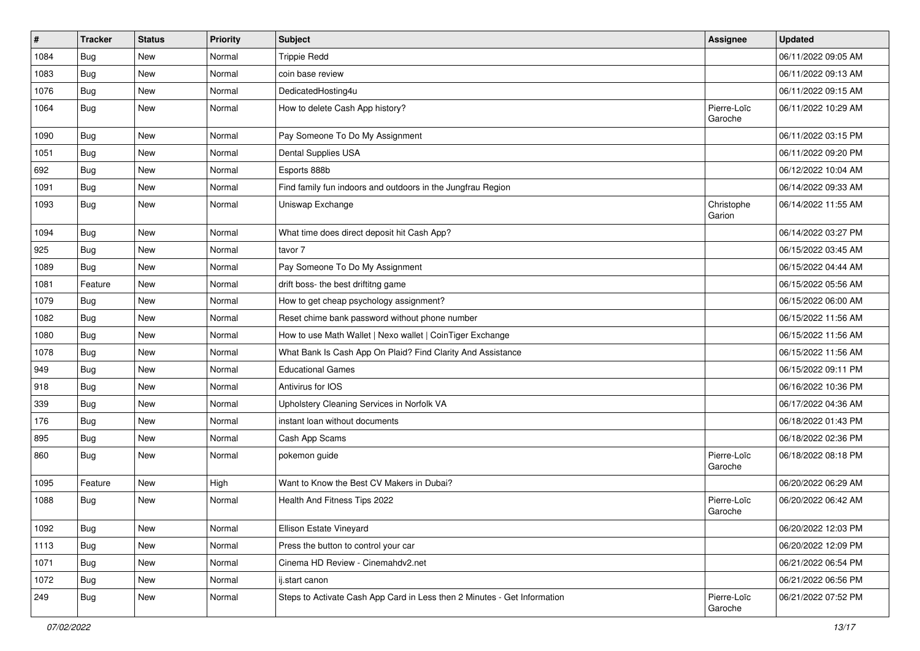| # | Tracker | Status | Priority | Subject | Assignee | Updated |
|---|---|---|---|---|---|---|
| 1084 | Bug | New | Normal | Trippie Redd | | 06/11/2022 09:05 AM |
| 1083 | Bug | New | Normal | coin base review | | 06/11/2022 09:13 AM |
| 1076 | Bug | New | Normal | DedicatedHosting4u | | 06/11/2022 09:15 AM |
| 1064 | Bug | New | Normal | How to delete Cash App history? | Pierre-Loïc Garoche | 06/11/2022 10:29 AM |
| 1090 | Bug | New | Normal | Pay Someone To Do My Assignment | | 06/11/2022 03:15 PM |
| 1051 | Bug | New | Normal | Dental Supplies USA | | 06/11/2022 09:20 PM |
| 692 | Bug | New | Normal | Esports 888b | | 06/12/2022 10:04 AM |
| 1091 | Bug | New | Normal | Find family fun indoors and outdoors in the Jungfrau Region | | 06/14/2022 09:33 AM |
| 1093 | Bug | New | Normal | Uniswap Exchange | Christophe Garion | 06/14/2022 11:55 AM |
| 1094 | Bug | New | Normal | What time does direct deposit hit Cash App? | | 06/14/2022 03:27 PM |
| 925 | Bug | New | Normal | tavor 7 | | 06/15/2022 03:45 AM |
| 1089 | Bug | New | Normal | Pay Someone To Do My Assignment | | 06/15/2022 04:44 AM |
| 1081 | Feature | New | Normal | drift boss- the best driftitng game | | 06/15/2022 05:56 AM |
| 1079 | Bug | New | Normal | How to get cheap psychology assignment? | | 06/15/2022 06:00 AM |
| 1082 | Bug | New | Normal | Reset chime bank password without phone number | | 06/15/2022 11:56 AM |
| 1080 | Bug | New | Normal | How to use Math Wallet \| Nexo wallet \| CoinTiger Exchange | | 06/15/2022 11:56 AM |
| 1078 | Bug | New | Normal | What Bank Is Cash App On Plaid? Find Clarity And Assistance | | 06/15/2022 11:56 AM |
| 949 | Bug | New | Normal | Educational Games | | 06/15/2022 09:11 PM |
| 918 | Bug | New | Normal | Antivirus for IOS | | 06/16/2022 10:36 PM |
| 339 | Bug | New | Normal | Upholstery Cleaning Services in Norfolk VA | | 06/17/2022 04:36 AM |
| 176 | Bug | New | Normal | instant loan without documents | | 06/18/2022 01:43 PM |
| 895 | Bug | New | Normal | Cash App Scams | | 06/18/2022 02:36 PM |
| 860 | Bug | New | Normal | pokemon guide | Pierre-Loïc Garoche | 06/18/2022 08:18 PM |
| 1095 | Feature | New | High | Want to Know the Best CV Makers in Dubai? | | 06/20/2022 06:29 AM |
| 1088 | Bug | New | Normal | Health And Fitness Tips 2022 | Pierre-Loïc Garoche | 06/20/2022 06:42 AM |
| 1092 | Bug | New | Normal | Ellison Estate Vineyard | | 06/20/2022 12:03 PM |
| 1113 | Bug | New | Normal | Press the button to control your car | | 06/20/2022 12:09 PM |
| 1071 | Bug | New | Normal | Cinema HD Review - Cinemahdv2.net | | 06/21/2022 06:54 PM |
| 1072 | Bug | New | Normal | ij.start canon | | 06/21/2022 06:56 PM |
| 249 | Bug | New | Normal | Steps to Activate Cash App Card in Less then 2 Minutes - Get Information | Pierre-Loïc Garoche | 06/21/2022 07:52 PM |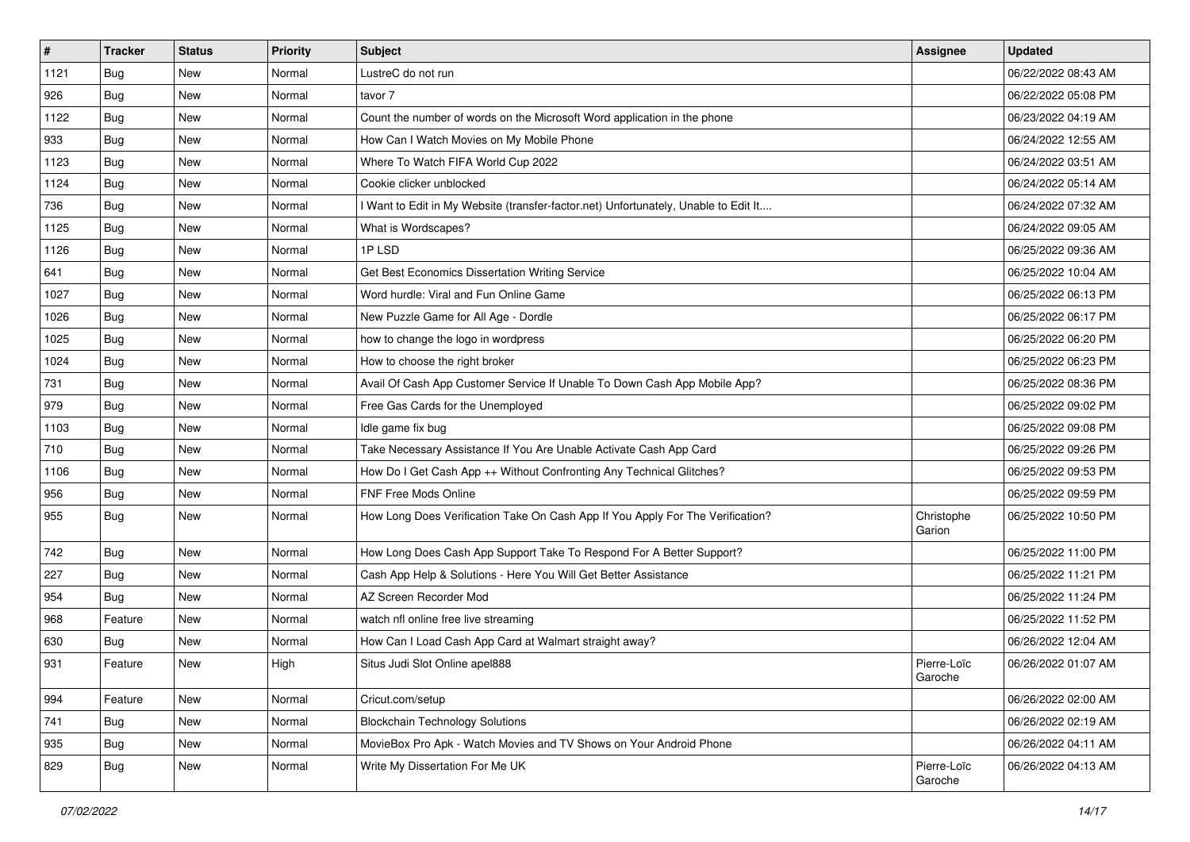| # | Tracker | Status | Priority | Subject | Assignee | Updated |
|---|---|---|---|---|---|---|
| 1121 | Bug | New | Normal | LustreC do not run | | 06/22/2022 08:43 AM |
| 926 | Bug | New | Normal | tavor 7 | | 06/22/2022 05:08 PM |
| 1122 | Bug | New | Normal | Count the number of words on the Microsoft Word application in the phone | | 06/23/2022 04:19 AM |
| 933 | Bug | New | Normal | How Can I Watch Movies on My Mobile Phone | | 06/24/2022 12:55 AM |
| 1123 | Bug | New | Normal | Where To Watch FIFA World Cup 2022 | | 06/24/2022 03:51 AM |
| 1124 | Bug | New | Normal | Cookie clicker unblocked | | 06/24/2022 05:14 AM |
| 736 | Bug | New | Normal | I Want to Edit in My Website (transfer-factor.net) Unfortunately, Unable to Edit It.... | | 06/24/2022 07:32 AM |
| 1125 | Bug | New | Normal | What is Wordscapes? | | 06/24/2022 09:05 AM |
| 1126 | Bug | New | Normal | 1P LSD | | 06/25/2022 09:36 AM |
| 641 | Bug | New | Normal | Get Best Economics Dissertation Writing Service | | 06/25/2022 10:04 AM |
| 1027 | Bug | New | Normal | Word hurdle: Viral and Fun Online Game | | 06/25/2022 06:13 PM |
| 1026 | Bug | New | Normal | New Puzzle Game for All Age - Dordle | | 06/25/2022 06:17 PM |
| 1025 | Bug | New | Normal | how to change the logo in wordpress | | 06/25/2022 06:20 PM |
| 1024 | Bug | New | Normal | How to choose the right broker | | 06/25/2022 06:23 PM |
| 731 | Bug | New | Normal | Avail Of Cash App Customer Service If Unable To Down Cash App Mobile App? | | 06/25/2022 08:36 PM |
| 979 | Bug | New | Normal | Free Gas Cards for the Unemployed | | 06/25/2022 09:02 PM |
| 1103 | Bug | New | Normal | Idle game fix bug | | 06/25/2022 09:08 PM |
| 710 | Bug | New | Normal | Take Necessary Assistance If You Are Unable Activate Cash App Card | | 06/25/2022 09:26 PM |
| 1106 | Bug | New | Normal | How Do I Get Cash App ++ Without Confronting Any Technical Glitches? | | 06/25/2022 09:53 PM |
| 956 | Bug | New | Normal | FNF Free Mods Online | | 06/25/2022 09:59 PM |
| 955 | Bug | New | Normal | How Long Does Verification Take On Cash App If You Apply For The Verification? | Christophe Garion | 06/25/2022 10:50 PM |
| 742 | Bug | New | Normal | How Long Does Cash App Support Take To Respond For A Better Support? | | 06/25/2022 11:00 PM |
| 227 | Bug | New | Normal | Cash App Help & Solutions - Here You Will Get Better Assistance | | 06/25/2022 11:21 PM |
| 954 | Bug | New | Normal | AZ Screen Recorder Mod | | 06/25/2022 11:24 PM |
| 968 | Feature | New | Normal | watch nfl online free live streaming | | 06/25/2022 11:52 PM |
| 630 | Bug | New | Normal | How Can I Load Cash App Card at Walmart straight away? | | 06/26/2022 12:04 AM |
| 931 | Feature | New | High | Situs Judi Slot Online apel888 | Pierre-Loïc Garoche | 06/26/2022 01:07 AM |
| 994 | Feature | New | Normal | Cricut.com/setup | | 06/26/2022 02:00 AM |
| 741 | Bug | New | Normal | Blockchain Technology Solutions | | 06/26/2022 02:19 AM |
| 935 | Bug | New | Normal | MovieBox Pro Apk - Watch Movies and TV Shows on Your Android Phone | | 06/26/2022 04:11 AM |
| 829 | Bug | New | Normal | Write My Dissertation For Me UK | Pierre-Loïc Garoche | 06/26/2022 04:13 AM |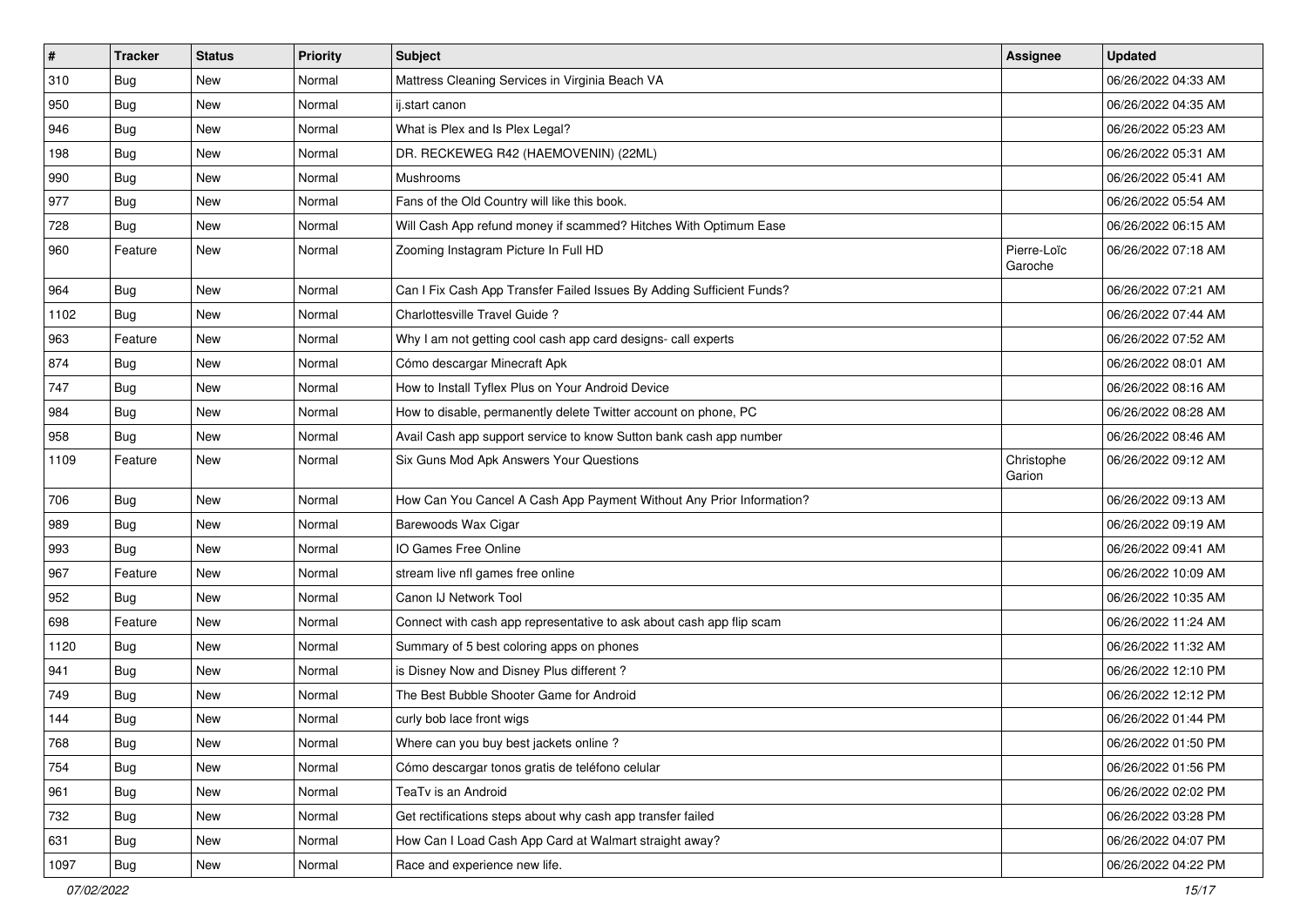| # | Tracker | Status | Priority | Subject | Assignee | Updated |
|---|---|---|---|---|---|---|
| 310 | Bug | New | Normal | Mattress Cleaning Services in Virginia Beach VA | | 06/26/2022 04:33 AM |
| 950 | Bug | New | Normal | ij.start canon | | 06/26/2022 04:35 AM |
| 946 | Bug | New | Normal | What is Plex and Is Plex Legal? | | 06/26/2022 05:23 AM |
| 198 | Bug | New | Normal | DR. RECKEWEG R42 (HAEMOVENIN) (22ML) | | 06/26/2022 05:31 AM |
| 990 | Bug | New | Normal | Mushrooms | | 06/26/2022 05:41 AM |
| 977 | Bug | New | Normal | Fans of the Old Country will like this book. | | 06/26/2022 05:54 AM |
| 728 | Bug | New | Normal | Will Cash App refund money if scammed? Hitches With Optimum Ease | | 06/26/2022 06:15 AM |
| 960 | Feature | New | Normal | Zooming Instagram Picture In Full HD | Pierre-Loïc Garoche | 06/26/2022 07:18 AM |
| 964 | Bug | New | Normal | Can I Fix Cash App Transfer Failed Issues By Adding Sufficient Funds? | | 06/26/2022 07:21 AM |
| 1102 | Bug | New | Normal | Charlottesville Travel Guide ? | | 06/26/2022 07:44 AM |
| 963 | Feature | New | Normal | Why I am not getting cool cash app card designs- call experts | | 06/26/2022 07:52 AM |
| 874 | Bug | New | Normal | Cómo descargar Minecraft Apk | | 06/26/2022 08:01 AM |
| 747 | Bug | New | Normal | How to Install Tyflex Plus on Your Android Device | | 06/26/2022 08:16 AM |
| 984 | Bug | New | Normal | How to disable, permanently delete Twitter account on phone, PC | | 06/26/2022 08:28 AM |
| 958 | Bug | New | Normal | Avail Cash app support service to know Sutton bank cash app number | | 06/26/2022 08:46 AM |
| 1109 | Feature | New | Normal | Six Guns Mod Apk Answers Your Questions | Christophe Garion | 06/26/2022 09:12 AM |
| 706 | Bug | New | Normal | How Can You Cancel A Cash App Payment Without Any Prior Information? | | 06/26/2022 09:13 AM |
| 989 | Bug | New | Normal | Barewoods Wax Cigar | | 06/26/2022 09:19 AM |
| 993 | Bug | New | Normal | IO Games Free Online | | 06/26/2022 09:41 AM |
| 967 | Feature | New | Normal | stream live nfl games free online | | 06/26/2022 10:09 AM |
| 952 | Bug | New | Normal | Canon IJ Network Tool | | 06/26/2022 10:35 AM |
| 698 | Feature | New | Normal | Connect with cash app representative to ask about cash app flip scam | | 06/26/2022 11:24 AM |
| 1120 | Bug | New | Normal | Summary of 5 best coloring apps on phones | | 06/26/2022 11:32 AM |
| 941 | Bug | New | Normal | is Disney Now and Disney Plus different ? | | 06/26/2022 12:10 PM |
| 749 | Bug | New | Normal | The Best Bubble Shooter Game for Android | | 06/26/2022 12:12 PM |
| 144 | Bug | New | Normal | curly bob lace front wigs | | 06/26/2022 01:44 PM |
| 768 | Bug | New | Normal | Where can you buy best jackets online ? | | 06/26/2022 01:50 PM |
| 754 | Bug | New | Normal | Cómo descargar tonos gratis de teléfono celular | | 06/26/2022 01:56 PM |
| 961 | Bug | New | Normal | TeaTv is an Android | | 06/26/2022 02:02 PM |
| 732 | Bug | New | Normal | Get rectifications steps about why cash app transfer failed | | 06/26/2022 03:28 PM |
| 631 | Bug | New | Normal | How Can I Load Cash App Card at Walmart straight away? | | 06/26/2022 04:07 PM |
| 1097 | Bug | New | Normal | Race and experience new life. | | 06/26/2022 04:22 PM |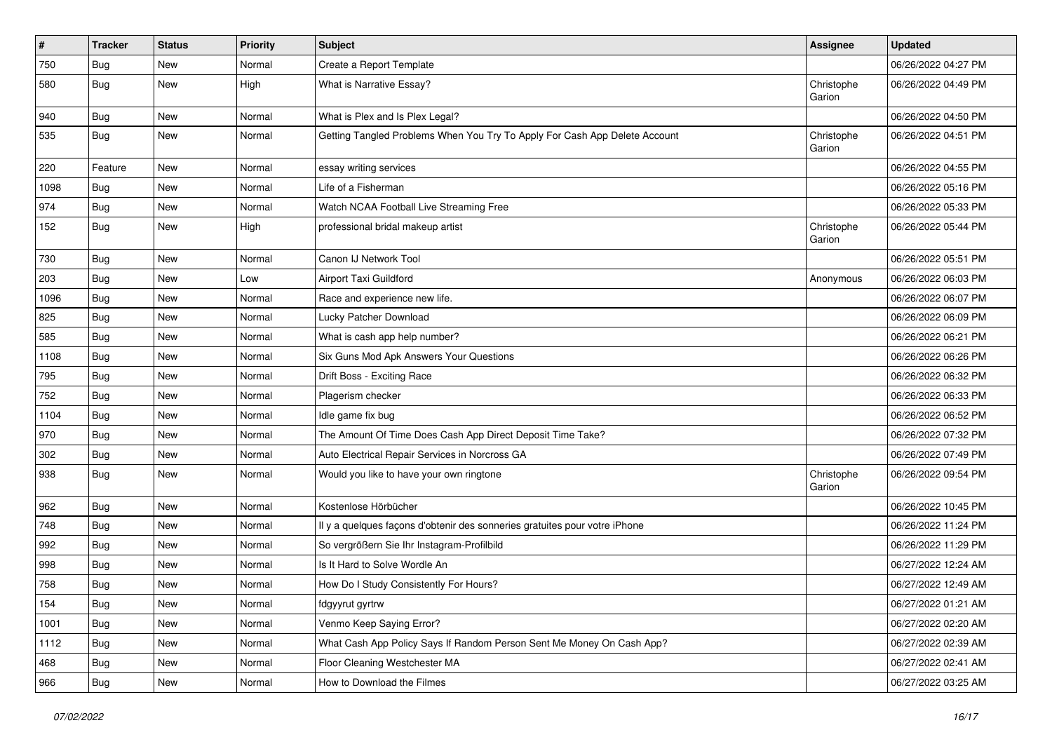| # | Tracker | Status | Priority | Subject | Assignee | Updated |
|---|---|---|---|---|---|---|
| 750 | Bug | New | Normal | Create a Report Template | | 06/26/2022 04:27 PM |
| 580 | Bug | New | High | What is Narrative Essay? | Christophe Garion | 06/26/2022 04:49 PM |
| 940 | Bug | New | Normal | What is Plex and Is Plex Legal? | | 06/26/2022 04:50 PM |
| 535 | Bug | New | Normal | Getting Tangled Problems When You Try To Apply For Cash App Delete Account | Christophe Garion | 06/26/2022 04:51 PM |
| 220 | Feature | New | Normal | essay writing services | | 06/26/2022 04:55 PM |
| 1098 | Bug | New | Normal | Life of a Fisherman | | 06/26/2022 05:16 PM |
| 974 | Bug | New | Normal | Watch NCAA Football Live Streaming Free | | 06/26/2022 05:33 PM |
| 152 | Bug | New | High | professional bridal makeup artist | Christophe Garion | 06/26/2022 05:44 PM |
| 730 | Bug | New | Normal | Canon IJ Network Tool | | 06/26/2022 05:51 PM |
| 203 | Bug | New | Low | Airport Taxi Guildford | Anonymous | 06/26/2022 06:03 PM |
| 1096 | Bug | New | Normal | Race and experience new life. | | 06/26/2022 06:07 PM |
| 825 | Bug | New | Normal | Lucky Patcher Download | | 06/26/2022 06:09 PM |
| 585 | Bug | New | Normal | What is cash app help number? | | 06/26/2022 06:21 PM |
| 1108 | Bug | New | Normal | Six Guns Mod Apk Answers Your Questions | | 06/26/2022 06:26 PM |
| 795 | Bug | New | Normal | Drift Boss - Exciting Race | | 06/26/2022 06:32 PM |
| 752 | Bug | New | Normal | Plagerism checker | | 06/26/2022 06:33 PM |
| 1104 | Bug | New | Normal | Idle game fix bug | | 06/26/2022 06:52 PM |
| 970 | Bug | New | Normal | The Amount Of Time Does Cash App Direct Deposit Time Take? | | 06/26/2022 07:32 PM |
| 302 | Bug | New | Normal | Auto Electrical Repair Services in Norcross GA | | 06/26/2022 07:49 PM |
| 938 | Bug | New | Normal | Would you like to have your own ringtone | Christophe Garion | 06/26/2022 09:54 PM |
| 962 | Bug | New | Normal | Kostenlose Hörbücher | | 06/26/2022 10:45 PM |
| 748 | Bug | New | Normal | Il y a quelques façons d'obtenir des sonneries gratuites pour votre iPhone | | 06/26/2022 11:24 PM |
| 992 | Bug | New | Normal | So vergrößern Sie Ihr Instagram-Profilbild | | 06/26/2022 11:29 PM |
| 998 | Bug | New | Normal | Is It Hard to Solve Wordle An | | 06/27/2022 12:24 AM |
| 758 | Bug | New | Normal | How Do I Study Consistently For Hours? | | 06/27/2022 12:49 AM |
| 154 | Bug | New | Normal | fdgyyrut gyrtrw | | 06/27/2022 01:21 AM |
| 1001 | Bug | New | Normal | Venmo Keep Saying Error? | | 06/27/2022 02:20 AM |
| 1112 | Bug | New | Normal | What Cash App Policy Says If Random Person Sent Me Money On Cash App? | | 06/27/2022 02:39 AM |
| 468 | Bug | New | Normal | Floor Cleaning Westchester MA | | 06/27/2022 02:41 AM |
| 966 | Bug | New | Normal | How to Download the Filmes | | 06/27/2022 03:25 AM |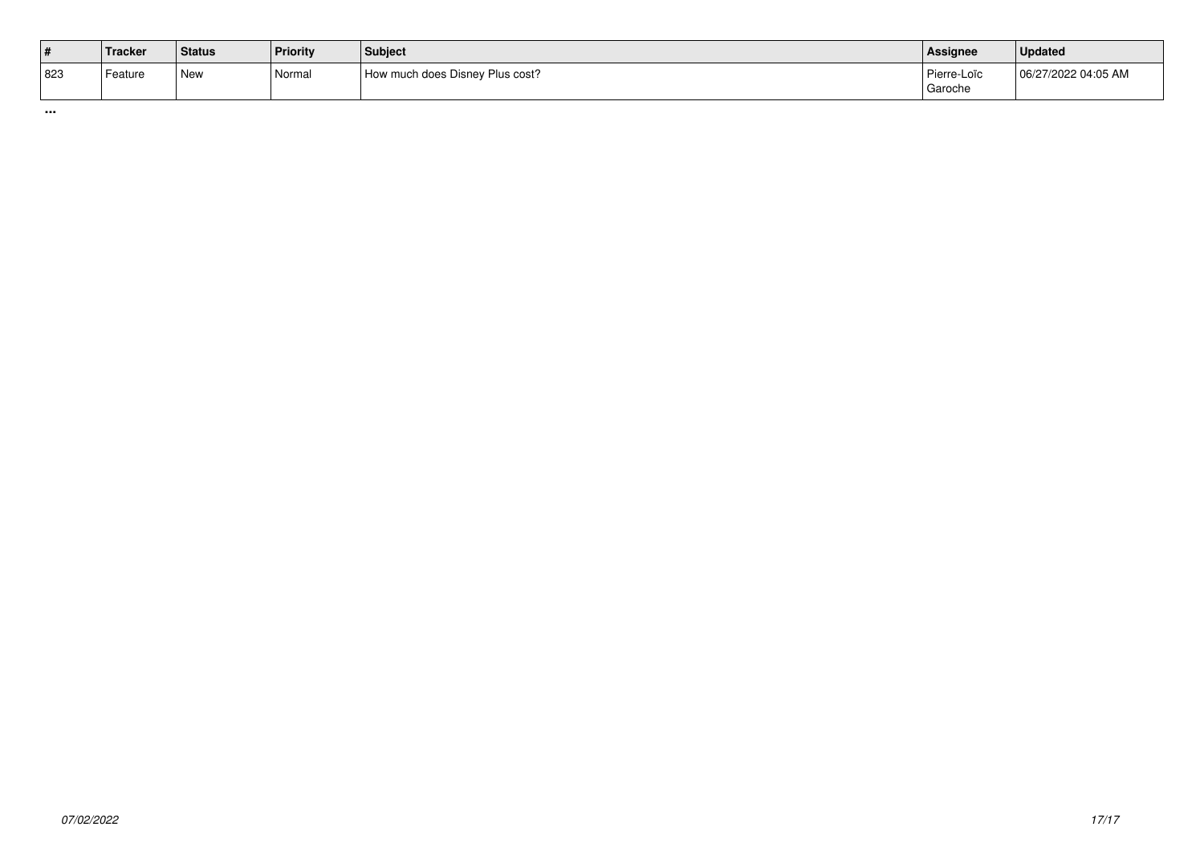| # | Tracker | Status | Priority | Subject | Assignee | Updated |
|---|---|---|---|---|---|---|
| 823 | Feature | New | Normal | How much does Disney Plus cost? | Pierre-Loïc Garoche | 06/27/2022 04:05 AM |

...